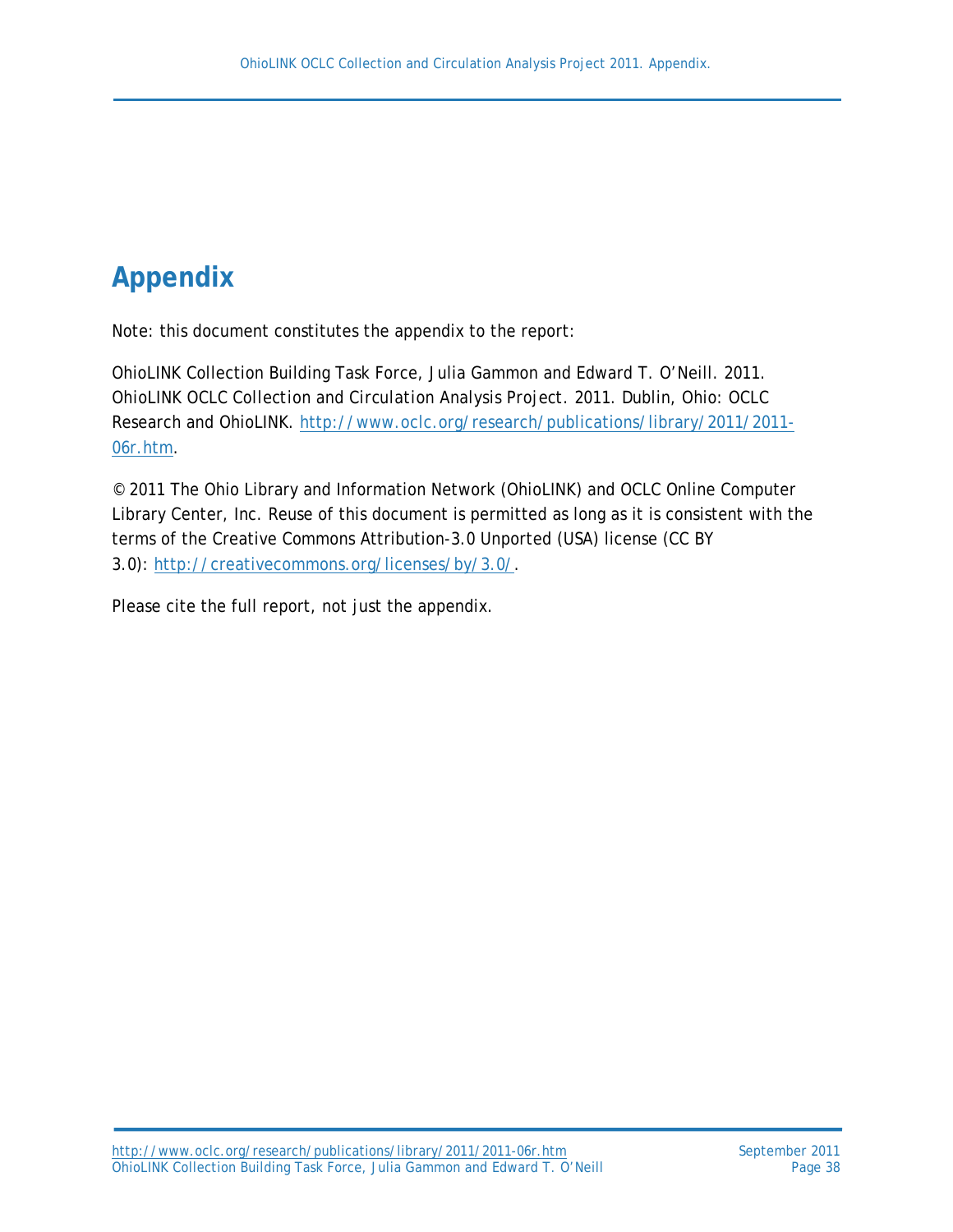# Appendix

Note: this document constitutes the appendix to the report:

OhioLINK Collection Building Task Force, Julia Gammon and Edward T. O'Neill. 2011. *OhioLINK OCLC Collection and Circulation Analysis Project. 2011.* Dublin, Ohio: OCLC Research and OhioLINK. http://www.oclc.org/research/publications/library/2011/2011-06r.htm.

© 2011 The Ohio Library and Information Network (OhioLINK) and OCLC Online Computer Library Center, Inc. Reuse of this document is permitted as long as it is consistent with the terms of the Creative Commons Attribution-3.0 Unported (USA) license (CC BY 3.0): http://creativecommons.org/licenses/by/3.0/.

Please cite the full report, not just the appendix.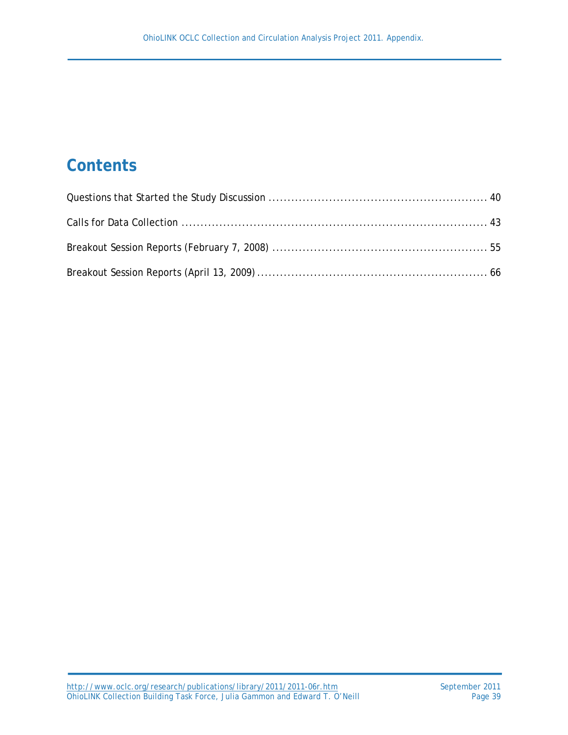# Contents

Questions that Started the Study Discussion ........................................................ 40

Calls for Data Collection ........................................................................................ 43

Breakout Session Reports (February 7, 2008) ........................................................ 55

Breakout Session Reports (April 13, 2009) ............................................................. 66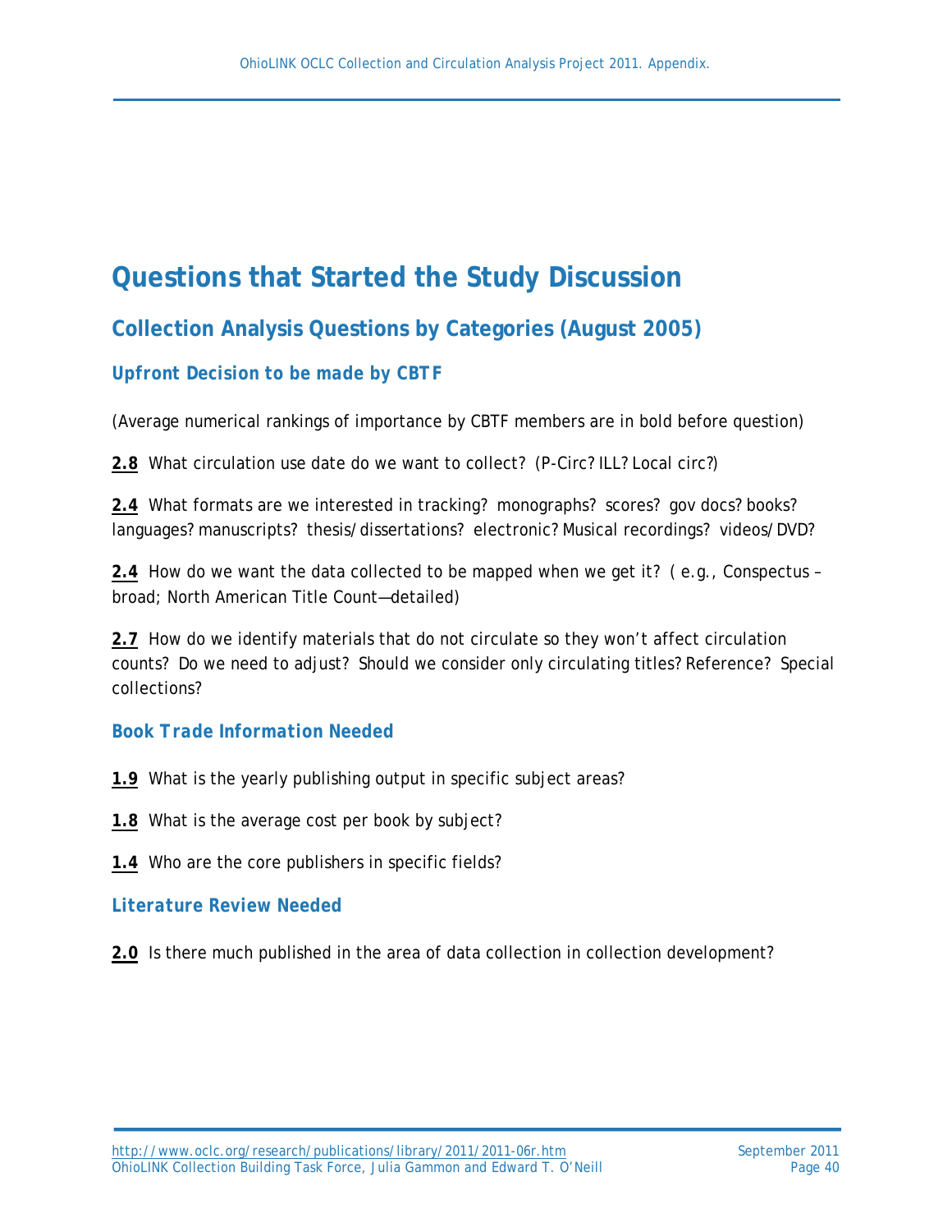# Questions that Started the Study Discussion

## Collection Analysis Questions by Categories (August 2005)

### *Upfront Decision to be made by CBTF*

(Average numerical rankings of importance by CBTF members are in bold before question)

**2.8** What circulation use date do we want to collect? (P-Circ? ILL? Local circ?)

**2.4** What formats are we interested in tracking? monographs? scores? gov docs? books? languages? manuscripts? thesis/dissertations? electronic? Musical recordings? videos/DVD?

**2.4** How do we want the data collected to be mapped when we get it? ( e.g., Conspectus – broad; North American Title Count—detailed)

**2.7** How do we identify materials that do not circulate so they won't affect circulation counts? Do we need to adjust? Should we consider only circulating titles? Reference? Special collections?

### *Book Trade Information Needed*

**1.9** What is the yearly publishing output in specific subject areas?

**1.8** What is the average cost per book by subject?

**1.4** Who are the core publishers in specific fields?

### *Literature Review Needed*

**2.0** Is there much published in the area of data collection in collection development?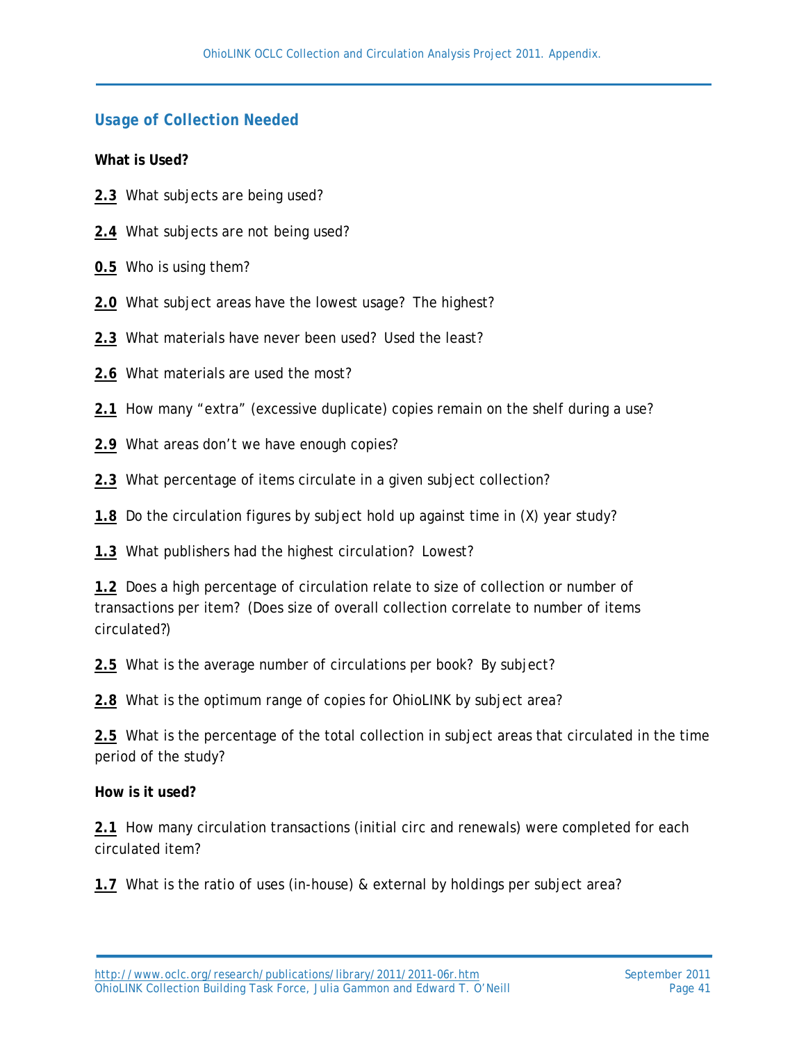## Usage of Collection Needed

**What is Used?**

**2.3** What subjects are being used?

**2.4** What subjects are not being used?

**0.5** Who is using them?

**2.0** What subject areas have the lowest usage? The highest?

**2.3** What materials have never been used? Used the least?

**2.6** What materials are used the most?

**2.1** How many "extra" (excessive duplicate) copies remain on the shelf during a use?

**2.9** What areas don't we have enough copies?

**2.3** What percentage of items circulate in a given subject collection?

**1.8** Do the circulation figures by subject hold up against time in (X) year study?

**1.3** What publishers had the highest circulation? Lowest?

**1.2** Does a high percentage of circulation relate to size of collection or number of transactions per item? (Does size of overall collection correlate to number of items circulated?)

**2.5** What is the average number of circulations per book? By subject?

**2.8** What is the optimum range of copies for OhioLINK by subject area?

**2.5** What is the percentage of the total collection in subject areas that circulated in the time period of the study?

**How is it used?**

**2.1** How many circulation transactions (initial circ and renewals) were completed for each circulated item?

**1.7** What is the ratio of uses (in-house) & external by holdings per subject area?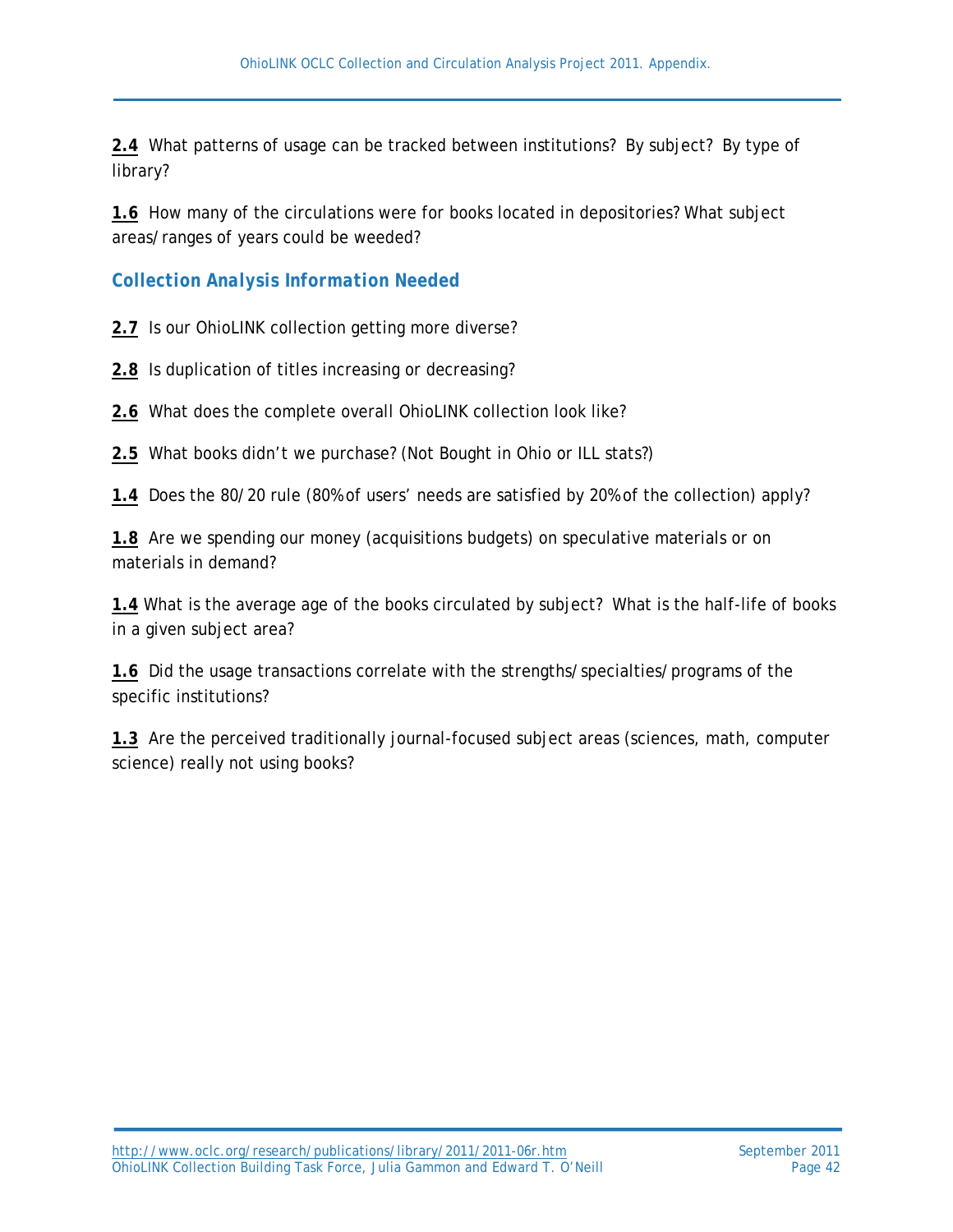**2.4** What patterns of usage can be tracked between institutions? By subject? By type of library?

**1.6** How many of the circulations were for books located in depositories? What subject areas/ranges of years could be weeded?

### *Collection Analysis Information Needed*

**2.7** Is our OhioLINK collection getting more diverse?

**2.8** Is duplication of titles increasing or decreasing?

**2.6** What does the complete overall OhioLINK collection look like?

**2.5** What books didn't we purchase? (Not Bought in Ohio or ILL stats?)

**1.4** Does the 80/20 rule (80% of users' needs are satisfied by 20% of the collection) apply?

**1.8** Are we spending our money (acquisitions budgets) on speculative materials or on materials in demand?

**1.4** What is the average age of the books circulated by subject? What is the half-life of books in a given subject area?

**1.6** Did the usage transactions correlate with the strengths/specialties/programs of the specific institutions?

**1.3** Are the perceived traditionally journal-focused subject areas (sciences, math, computer science) really not using books?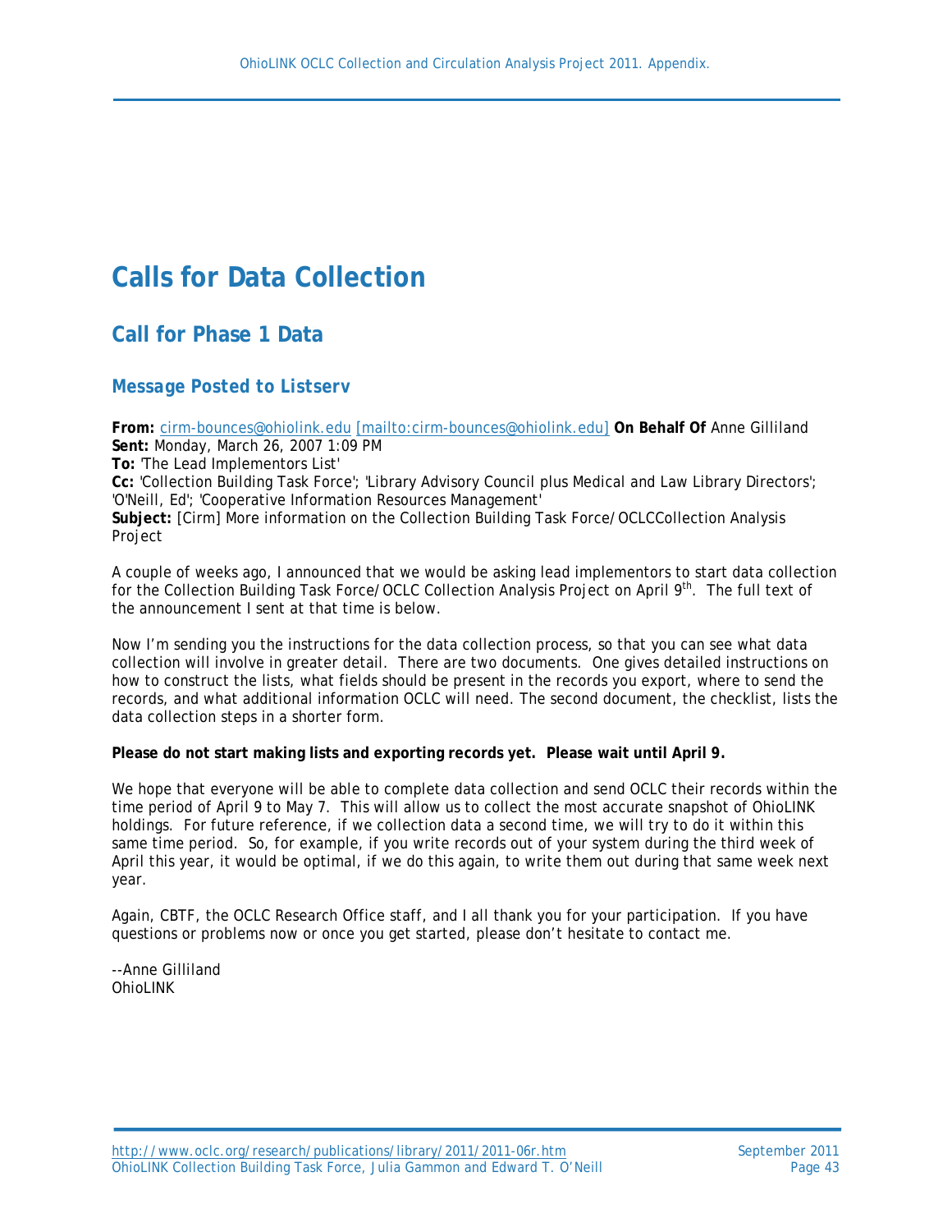# Calls for Data Collection

## Call for Phase 1 Data

### *Message Posted to Listserv*

**From:** cirm-bounces@ohiolink.edu [mailto:cirm-bounces@ohiolink.edu] **On Behalf Of** Anne Gilliland
**Sent:** Monday, March 26, 2007 1:09 PM
**To:** 'The Lead Implementors List'
**Cc:** 'Collection Building Task Force'; 'Library Advisory Council plus Medical and Law Library Directors'; 'O'Neill, Ed'; 'Cooperative Information Resources Management'
**Subject:** [Cirm] More information on the Collection Building Task Force/OCLCCollection Analysis Project

A couple of weeks ago, I announced that we would be asking lead implementors to start data collection for the Collection Building Task Force/OCLC Collection Analysis Project on April 9th. The full text of the announcement I sent at that time is below.

Now I'm sending you the instructions for the data collection process, so that you can see what data collection will involve in greater detail. There are two documents. One gives detailed instructions on how to construct the lists, what fields should be present in the records you export, where to send the records, and what additional information OCLC will need. The second document, the checklist, lists the data collection steps in a shorter form.

**Please do not start making lists and exporting records yet. Please wait until April 9.**

We hope that everyone will be able to complete data collection and send OCLC their records within the time period of April 9 to May 7. This will allow us to collect the most accurate snapshot of OhioLINK holdings. For future reference, if we collection data a second time, we will try to do it within this same time period. So, for example, if you write records out of your system during the third week of April this year, it would be optimal, if we do this again, to write them out during that same week next year.

Again, CBTF, the OCLC Research Office staff, and I all thank you for your participation. If you have questions or problems now or once you get started, please don't hesitate to contact me.

--Anne Gilliland
OhioLINK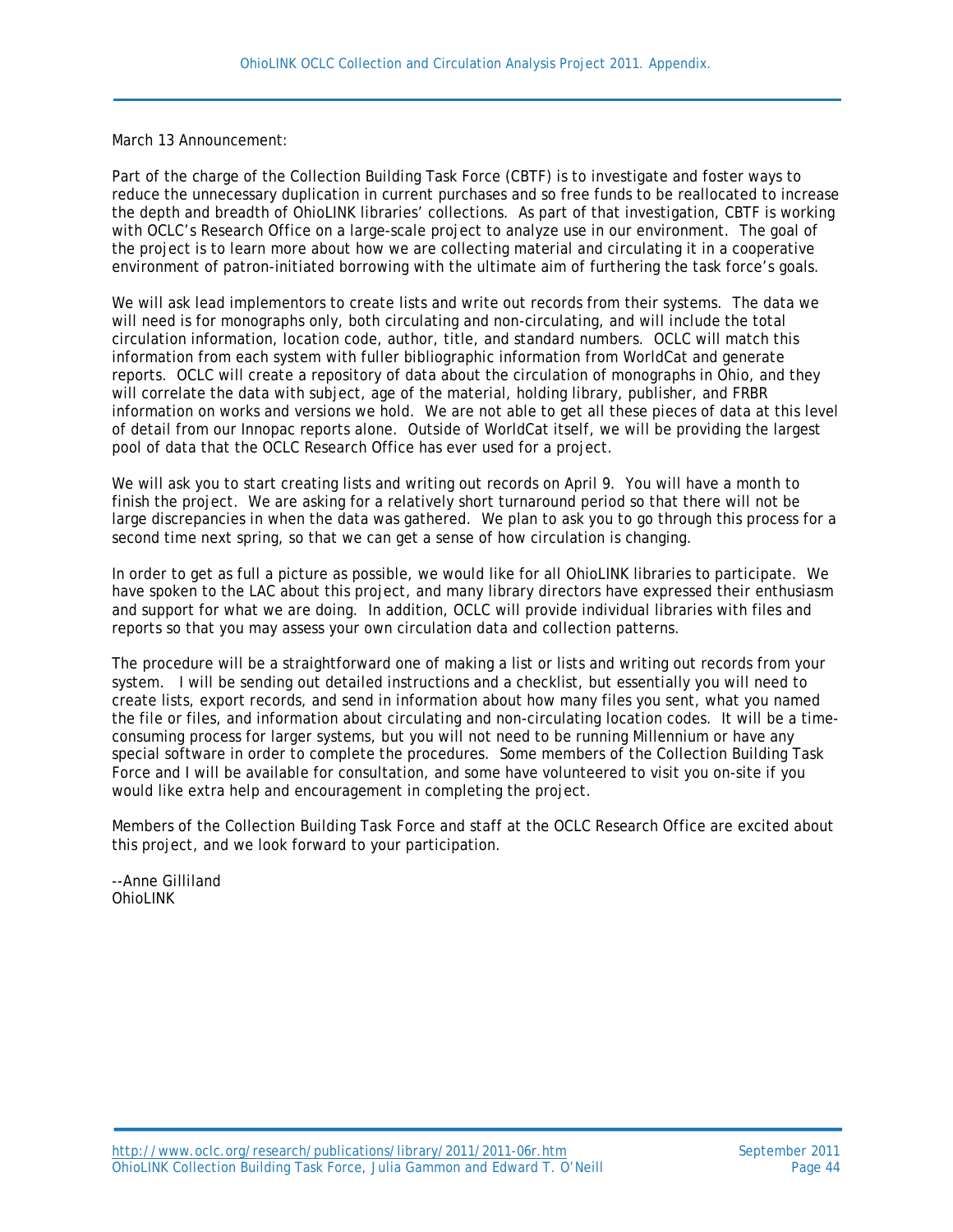March 13 Announcement:

Part of the charge of the Collection Building Task Force (CBTF) is to investigate and foster ways to reduce the unnecessary duplication in current purchases and so free funds to be reallocated to increase the depth and breadth of OhioLINK libraries' collections. As part of that investigation, CBTF is working with OCLC's Research Office on a large-scale project to analyze use in our environment. The goal of the project is to learn more about how we are collecting material and circulating it in a cooperative environment of patron-initiated borrowing with the ultimate aim of furthering the task force's goals.

We will ask lead implementors to create lists and write out records from their systems. The data we will need is for monographs only, both circulating and non-circulating, and will include the total circulation information, location code, author, title, and standard numbers. OCLC will match this information from each system with fuller bibliographic information from WorldCat and generate reports. OCLC will create a repository of data about the circulation of monographs in Ohio, and they will correlate the data with subject, age of the material, holding library, publisher, and FRBR information on works and versions we hold. We are not able to get all these pieces of data at this level of detail from our Innopac reports alone. Outside of WorldCat itself, we will be providing the largest pool of data that the OCLC Research Office has ever used for a project.

We will ask you to start creating lists and writing out records on April 9. You will have a month to finish the project. We are asking for a relatively short turnaround period so that there will not be large discrepancies in when the data was gathered. We plan to ask you to go through this process for a second time next spring, so that we can get a sense of how circulation is changing.

In order to get as full a picture as possible, we would like for all OhioLINK libraries to participate. We have spoken to the LAC about this project, and many library directors have expressed their enthusiasm and support for what we are doing. In addition, OCLC will provide individual libraries with files and reports so that you may assess your own circulation data and collection patterns.

The procedure will be a straightforward one of making a list or lists and writing out records from your system. I will be sending out detailed instructions and a checklist, but essentially you will need to create lists, export records, and send in information about how many files you sent, what you named the file or files, and information about circulating and non-circulating location codes. It will be a time-consuming process for larger systems, but you will not need to be running Millennium or have any special software in order to complete the procedures. Some members of the Collection Building Task Force and I will be available for consultation, and some have volunteered to visit you on-site if you would like extra help and encouragement in completing the project.

Members of the Collection Building Task Force and staff at the OCLC Research Office are excited about this project, and we look forward to your participation.

--Anne Gilliland
OhioLINK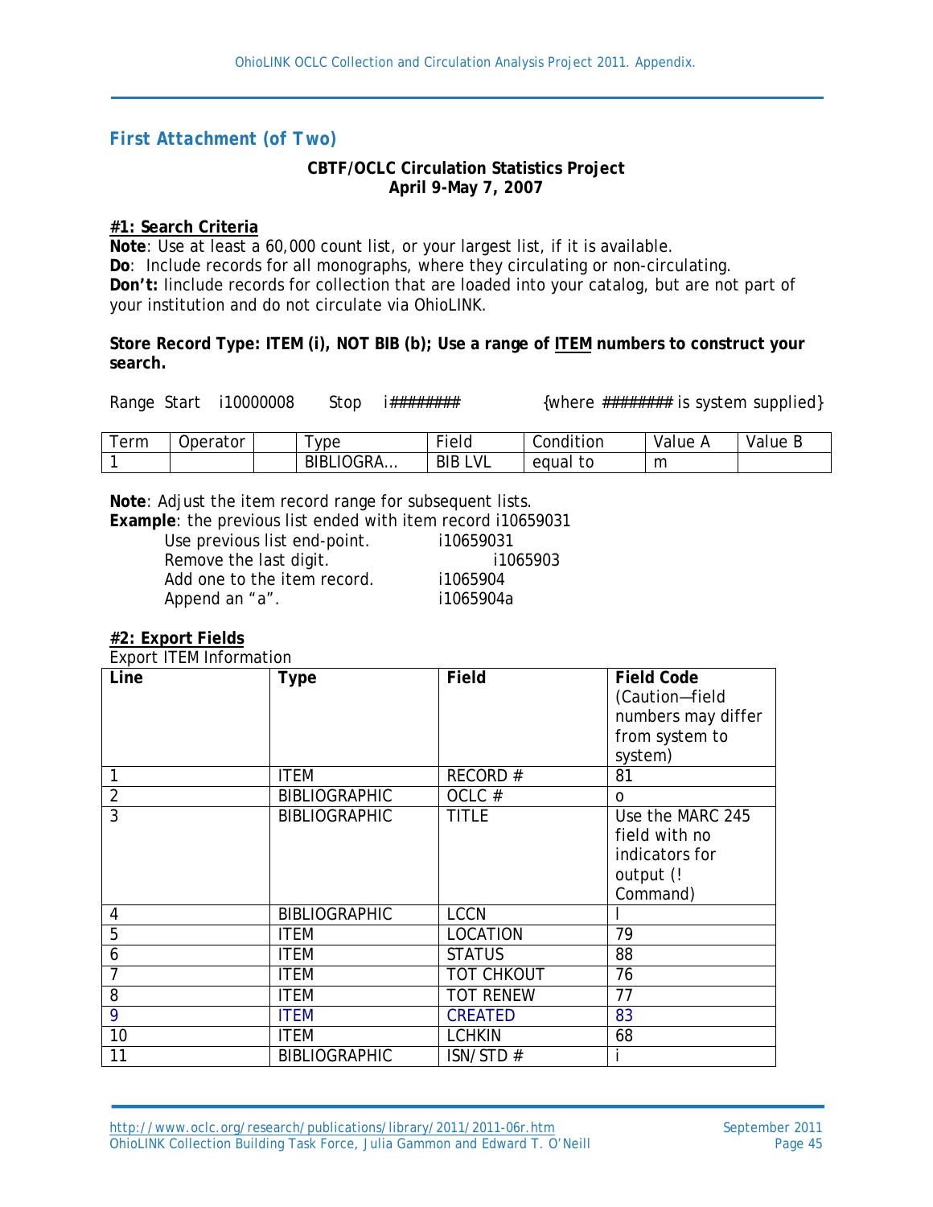## *First Attachment (of Two)*

**CBTF/OCLC Circulation Statistics Project**
**April 9-May 7, 2007**

**#1: Search Criteria**

**Note**: Use at least a 60,000 count list, or your largest list, if it is available.
**Do**: Include records for all monographs, where they circulating or non-circulating.
**Don't:** Iinclude records for collection that are loaded into your catalog, but are not part of your institution and do not circulate via OhioLINK.

**Store Record Type: ITEM (i), NOT BIB (b); Use a range of ITEM numbers to construct your search.**

Range Start i10000008 Stop i######## {where ######## is system supplied}

| Term | Operator | | Type | Field | Condition | Value A | Value B |
|---|---|---|---|---|---|---|---|
| 1 | | | BIBLIOGRA... | BIB LVL | equal to | m | |

**Note**: Adjust the item record range for subsequent lists.
**Example**: the previous list ended with item record i10659031

| | |
|---|---|
| Use previous list end-point. | i10659031 |
| Remove the last digit. | i1065903 |
| Add one to the item record. | i1065904 |
| Append an "a". | i1065904a |

**#2: Export Fields**

Export ITEM Information

| Line | Type | Field | Field Code (Caution—field numbers may differ from system to system) |
|---|---|---|---|
| 1 | ITEM | RECORD # | 81 |
| 2 | BIBLIOGRAPHIC | OCLC # | o |
| 3 | BIBLIOGRAPHIC | TITLE | Use the MARC 245 field with no indicators for output (! Command) |
| 4 | BIBLIOGRAPHIC | LCCN | l |
| 5 | ITEM | LOCATION | 79 |
| 6 | ITEM | STATUS | 88 |
| 7 | ITEM | TOT CHKOUT | 76 |
| 8 | ITEM | TOT RENEW | 77 |
| 9 | ITEM | CREATED | 83 |
| 10 | ITEM | LCHKIN | 68 |
| 11 | BIBLIOGRAPHIC | ISN/STD # | i |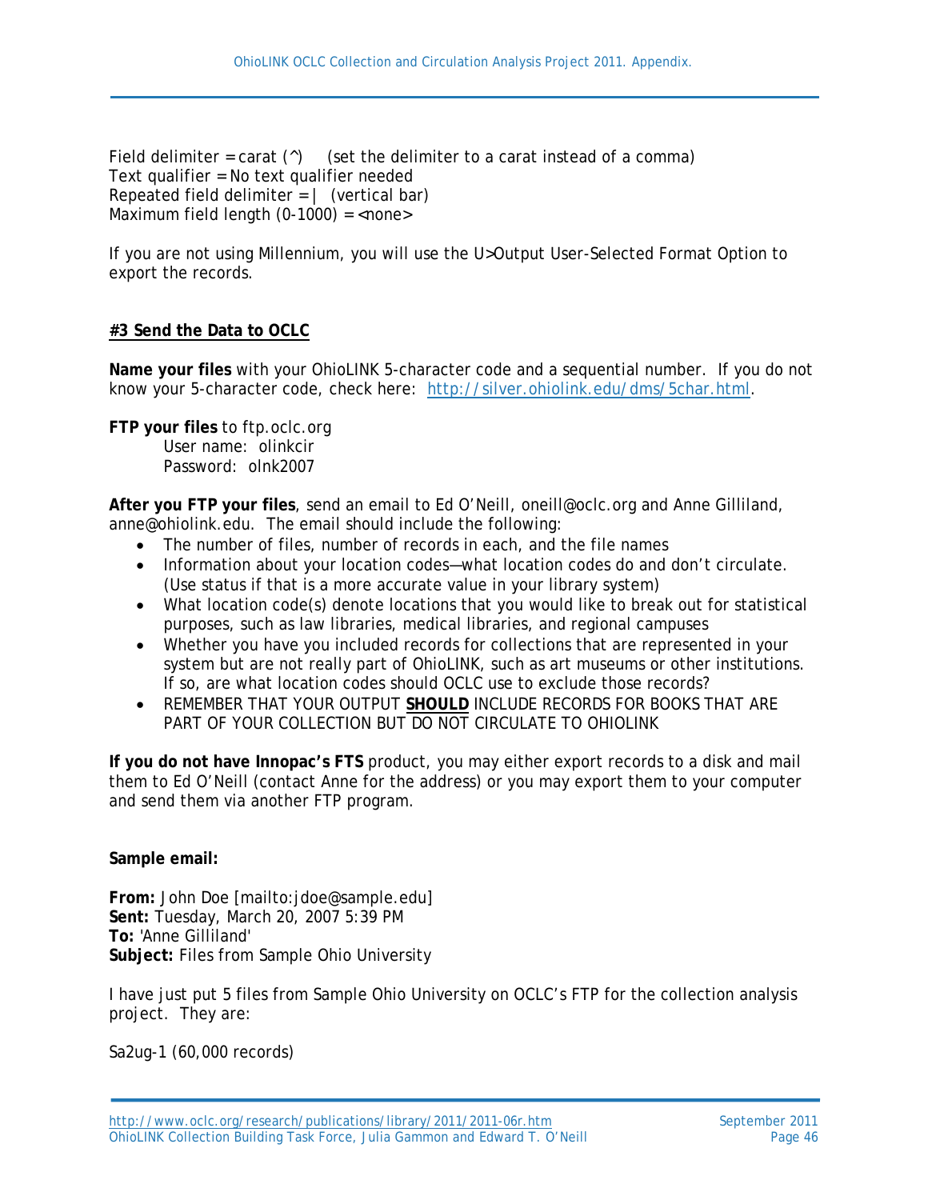Field delimiter = carat (^)     (set the delimiter to a carat instead of a comma)
Text qualifier = No text qualifier needed
Repeated field delimiter = |   (vertical bar)
Maximum field length (0-1000) = <none>

If you are not using Millennium, you will use the U>Output User-Selected Format Option to export the records.

### <u>#3 Send the Data to OCLC</u>

**Name your files** with your OhioLINK 5-character code and a sequential number. If you do not know your 5-character code, check here: [http://silver.ohiolink.edu/dms/5char.html](http://silver.ohiolink.edu/dms/5char.html).

**FTP your files** to ftp.oclc.org
    User name: olinkcir
    Password: olnk2007

**After you FTP your files**, send an email to Ed O'Neill, oneill@oclc.org and Anne Gilliland, anne@ohiolink.edu. The email should include the following:

- The number of files, number of records in each, and the file names
- Information about your location codes—what location codes do and don't circulate. (Use status if that is a more accurate value in your library system)
- What location code(s) denote locations that you would like to break out for statistical purposes, such as law libraries, medical libraries, and regional campuses
- Whether you have you included records for collections that are represented in your system but are not really part of OhioLINK, such as art museums or other institutions. If so, are what location codes should OCLC use to exclude those records?
- REMEMBER THAT YOUR OUTPUT <u>**SHOULD**</u> INCLUDE RECORDS FOR BOOKS THAT ARE PART OF YOUR COLLECTION BUT DO NOT CIRCULATE TO OHIOLINK

**If you do not have Innopac's FTS** product, you may either export records to a disk and mail them to Ed O'Neill (contact Anne for the address) or you may export them to your computer and send them via another FTP program.

**Sample email:**

**From:** John Doe [mailto:jdoe@sample.edu]
**Sent:** Tuesday, March 20, 2007 5:39 PM
**To:** 'Anne Gilliland'
**Subject:** Files from Sample Ohio University

I have just put 5 files from Sample Ohio University on OCLC's FTP for the collection analysis project. They are:

Sa2ug-1 (60,000 records)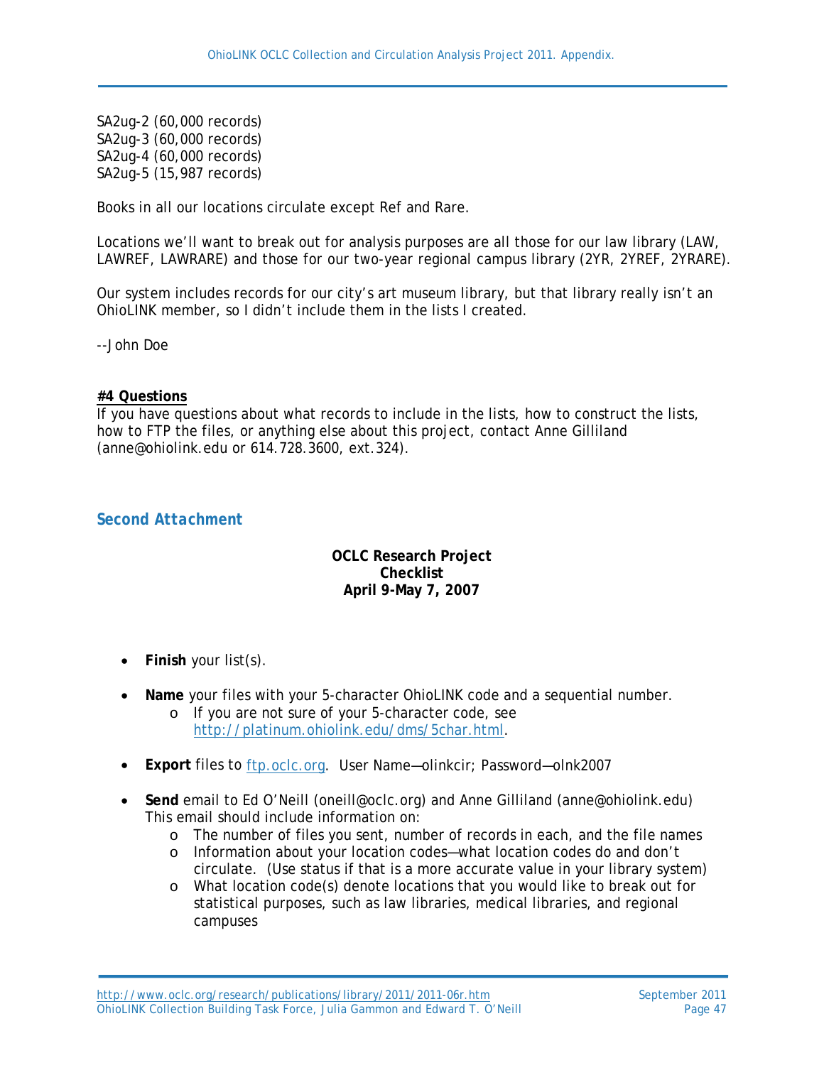SA2ug-2 (60,000 records)
SA2ug-3 (60,000 records)
SA2ug-4 (60,000 records)
SA2ug-5 (15,987 records)

Books in all our locations circulate except Ref and Rare.

Locations we'll want to break out for analysis purposes are all those for our law library (LAW, LAWREF, LAWRARE) and those for our two-year regional campus library (2YR, 2YREF, 2YRARE).

Our system includes records for our city's art museum library, but that library really isn't an OhioLINK member, so I didn't include them in the lists I created.

--John Doe

**#4 Questions**

If you have questions about what records to include in the lists, how to construct the lists, how to FTP the files, or anything else about this project, contact Anne Gilliland (anne@ohiolink.edu or 614.728.3600, ext.324).

## *Second Attachment*

**OCLC Research Project**
**Checklist**
**April 9-May 7, 2007**

- **Finish** your list(s).
- **Name** your files with your 5-character OhioLINK code and a sequential number.
  - If you are not sure of your 5-character code, see [http://platinum.ohiolink.edu/dms/5char.html](http://platinum.ohiolink.edu/dms/5char.html).
- **Export** files to [ftp.oclc.org](ftp.oclc.org). User Name—olinkcir; Password—olnk2007
- **Send** email to Ed O'Neill (oneill@oclc.org) and Anne Gilliland (anne@ohiolink.edu) This email should include information on:
  - The number of files you sent, number of records in each, and the file names
  - Information about your location codes—what location codes do and don't circulate. (Use status if that is a more accurate value in your library system)
  - What location code(s) denote locations that you would like to break out for statistical purposes, such as law libraries, medical libraries, and regional campuses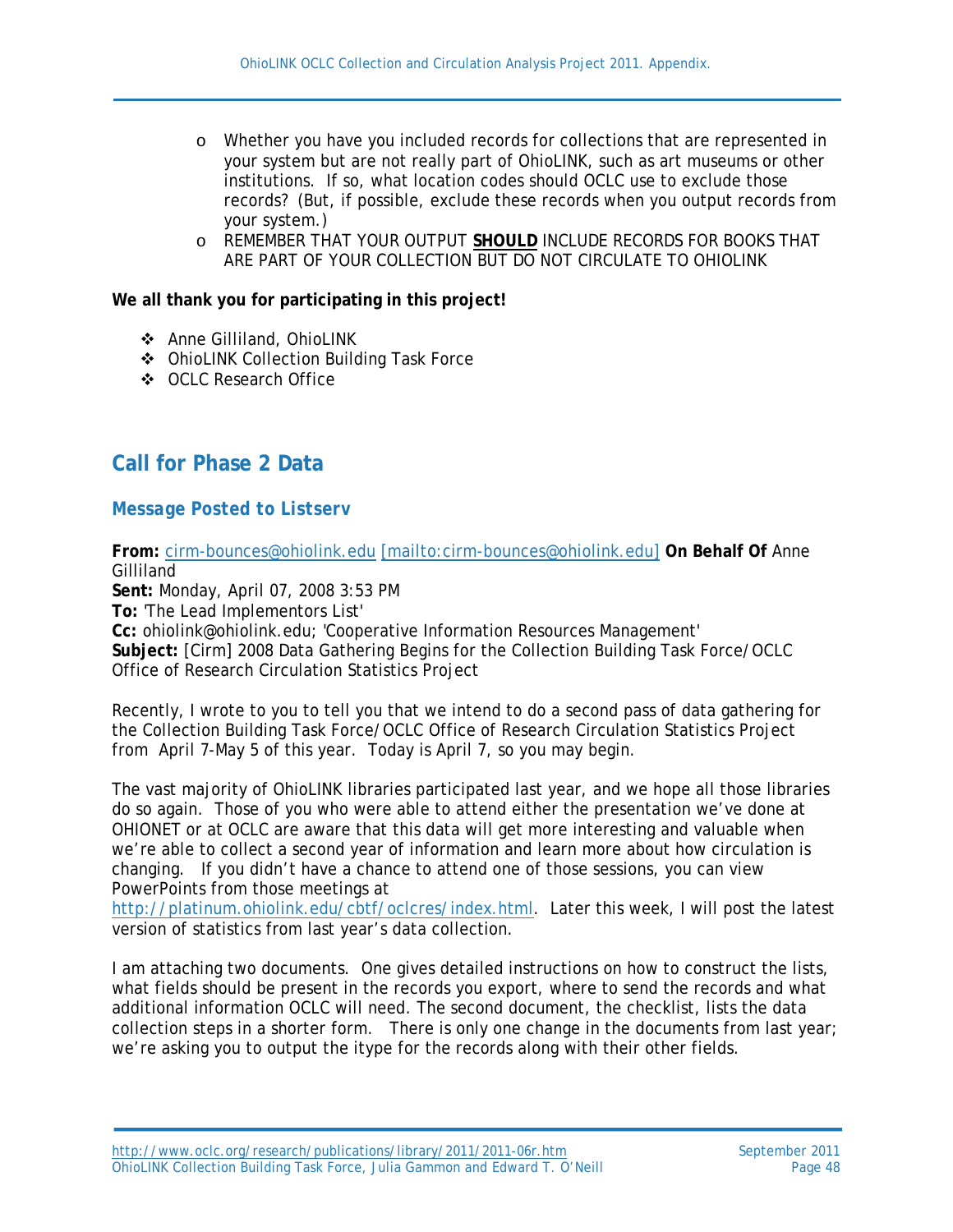- Whether you have you included records for collections that are represented in your system but are not really part of OhioLINK, such as art museums or other institutions. If so, what location codes should OCLC use to exclude those records? (But, if possible, exclude these records when you output records from your system.)
- REMEMBER THAT YOUR OUTPUT **SHOULD** INCLUDE RECORDS FOR BOOKS THAT ARE PART OF YOUR COLLECTION BUT DO NOT CIRCULATE TO OHIOLINK

**We all thank you for participating in this project!**

- Anne Gilliland, OhioLINK
- OhioLINK Collection Building Task Force
- OCLC Research Office

## Call for Phase 2 Data

### *Message Posted to Listserv*

**From:** cirm-bounces@ohiolink.edu [mailto:cirm-bounces@ohiolink.edu] **On Behalf Of** Anne Gilliland
**Sent:** Monday, April 07, 2008 3:53 PM
**To:** 'The Lead Implementors List'
**Cc:** ohiolink@ohiolink.edu; 'Cooperative Information Resources Management'
**Subject:** [Cirm] 2008 Data Gathering Begins for the Collection Building Task Force/OCLC Office of Research Circulation Statistics Project

Recently, I wrote to you to tell you that we intend to do a second pass of data gathering for the Collection Building Task Force/OCLC Office of Research Circulation Statistics Project from April 7-May 5 of this year. Today is April 7, so you may begin.

The vast majority of OhioLINK libraries participated last year, and we hope all those libraries do so again. Those of you who were able to attend either the presentation we've done at OHIONET or at OCLC are aware that this data will get more interesting and valuable when we're able to collect a second year of information and learn more about how circulation is changing. If you didn't have a chance to attend one of those sessions, you can view PowerPoints from those meetings at http://platinum.ohiolink.edu/cbtf/oclcres/index.html. Later this week, I will post the latest version of statistics from last year's data collection.

I am attaching two documents. One gives detailed instructions on how to construct the lists, what fields should be present in the records you export, where to send the records and what additional information OCLC will need. The second document, the checklist, lists the data collection steps in a shorter form. There is only one change in the documents from last year; we're asking you to output the itype for the records along with their other fields.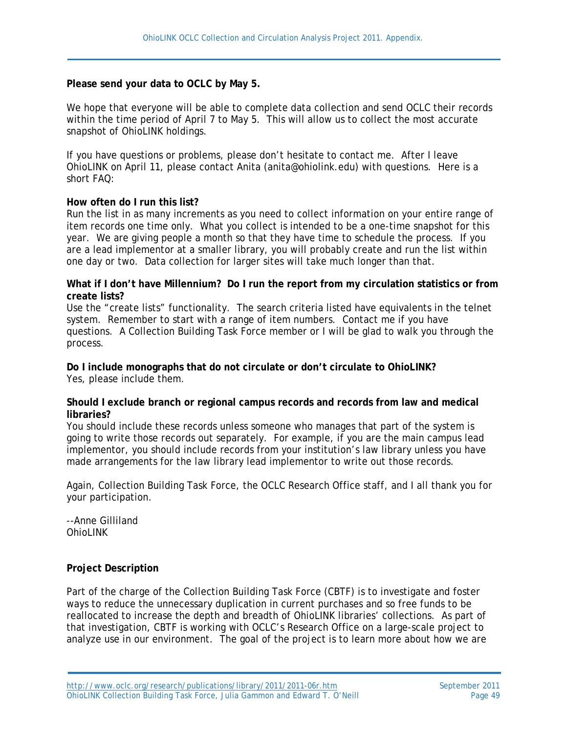**Please send your data to OCLC by May 5.**

We hope that everyone will be able to complete data collection and send OCLC their records within the time period of April 7 to May 5. This will allow us to collect the most accurate snapshot of OhioLINK holdings.

If you have questions or problems, please don't hesitate to contact me. After I leave OhioLINK on April 11, please contact Anita (anita@ohiolink.edu) with questions. Here is a short FAQ:

**How often do I run this list?**
Run the list in as many increments as you need to collect information on your entire range of item records one time only. What you collect is intended to be a one-time snapshot for this year. We are giving people a month so that they have time to schedule the process. If you are a lead implementor at a smaller library, you will probably create and run the list within one day or two. Data collection for larger sites will take much longer than that.

**What if I don't have Millennium? Do I run the report from my circulation statistics or from create lists?**
Use the "create lists" functionality. The search criteria listed have equivalents in the telnet system. Remember to start with a range of item numbers. Contact me if you have questions. A Collection Building Task Force member or I will be glad to walk you through the process.

**Do I include monographs that do not circulate or don't circulate to OhioLINK?**
Yes, please include them.

**Should I exclude branch or regional campus records and records from law and medical libraries?**
You should include these records unless someone who manages that part of the system is going to write those records out separately. For example, if you are the main campus lead implementor, you should include records from your institution's law library unless you have made arrangements for the law library lead implementor to write out those records.

Again, Collection Building Task Force, the OCLC Research Office staff, and I all thank you for your participation.

--Anne Gilliland
OhioLINK

**Project Description**

Part of the charge of the Collection Building Task Force (CBTF) is to investigate and foster ways to reduce the unnecessary duplication in current purchases and so free funds to be reallocated to increase the depth and breadth of OhioLINK libraries' collections. As part of that investigation, CBTF is working with OCLC's Research Office on a large-scale project to analyze use in our environment. The goal of the project is to learn more about how we are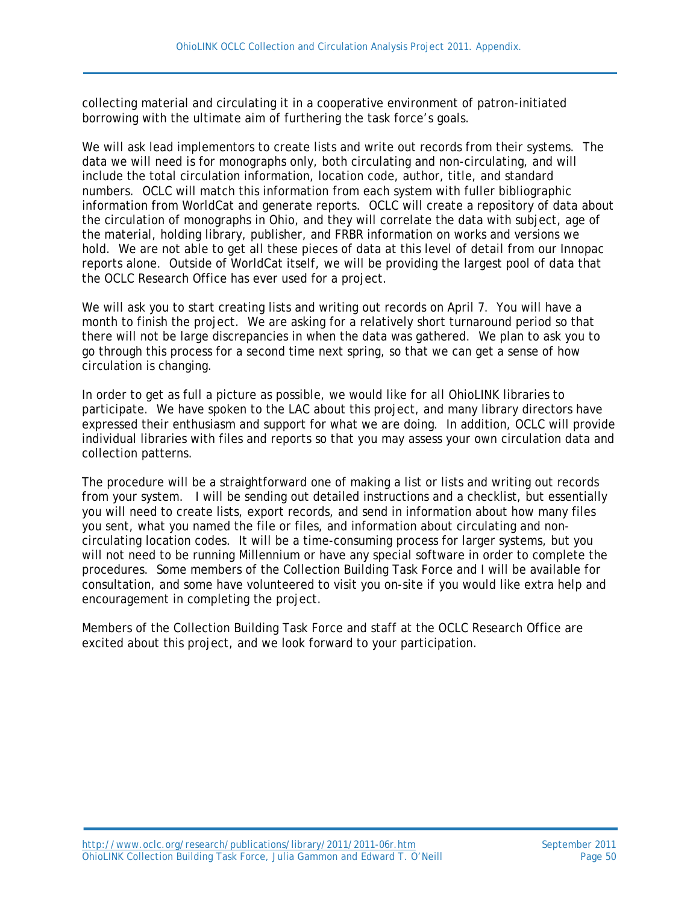collecting material and circulating it in a cooperative environment of patron-initiated borrowing with the ultimate aim of furthering the task force's goals.

We will ask lead implementors to create lists and write out records from their systems. The data we will need is for monographs only, both circulating and non-circulating, and will include the total circulation information, location code, author, title, and standard numbers. OCLC will match this information from each system with fuller bibliographic information from WorldCat and generate reports. OCLC will create a repository of data about the circulation of monographs in Ohio, and they will correlate the data with subject, age of the material, holding library, publisher, and FRBR information on works and versions we hold. We are not able to get all these pieces of data at this level of detail from our Innopac reports alone. Outside of WorldCat itself, we will be providing the largest pool of data that the OCLC Research Office has ever used for a project.

We will ask you to start creating lists and writing out records on April 7. You will have a month to finish the project. We are asking for a relatively short turnaround period so that there will not be large discrepancies in when the data was gathered. We plan to ask you to go through this process for a second time next spring, so that we can get a sense of how circulation is changing.

In order to get as full a picture as possible, we would like for all OhioLINK libraries to participate. We have spoken to the LAC about this project, and many library directors have expressed their enthusiasm and support for what we are doing. In addition, OCLC will provide individual libraries with files and reports so that you may assess your own circulation data and collection patterns.

The procedure will be a straightforward one of making a list or lists and writing out records from your system. I will be sending out detailed instructions and a checklist, but essentially you will need to create lists, export records, and send in information about how many files you sent, what you named the file or files, and information about circulating and non-circulating location codes. It will be a time-consuming process for larger systems, but you will not need to be running Millennium or have any special software in order to complete the procedures. Some members of the Collection Building Task Force and I will be available for consultation, and some have volunteered to visit you on-site if you would like extra help and encouragement in completing the project.

Members of the Collection Building Task Force and staff at the OCLC Research Office are excited about this project, and we look forward to your participation.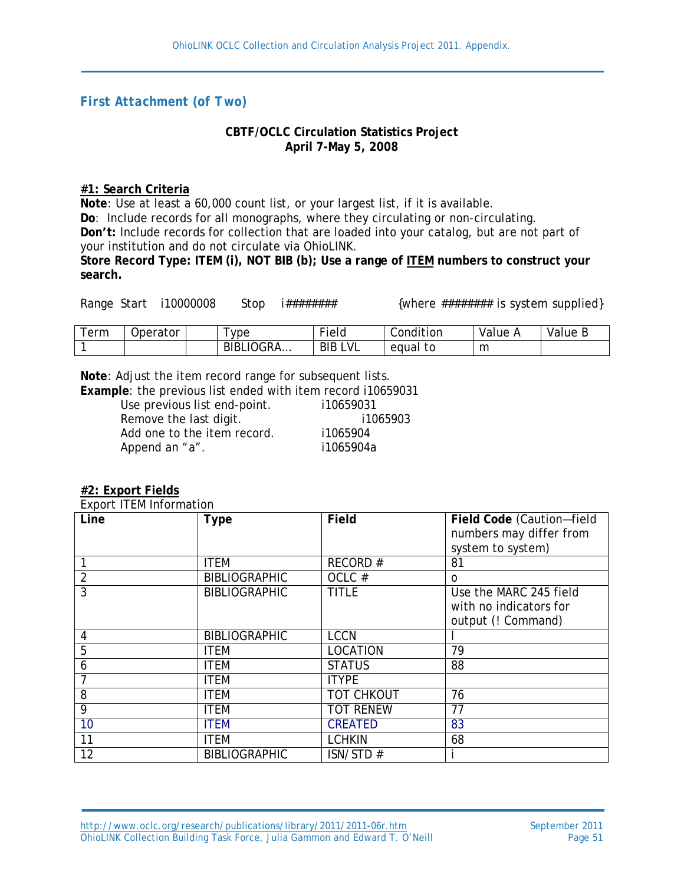## First Attachment (of Two)

**CBTF/OCLC Circulation Statistics Project**
**April 7-May 5, 2008**

### #1: Search Criteria

**Note**: Use at least a 60,000 count list, or your largest list, if it is available.
**Do**: Include records for all monographs, where they circulating or non-circulating.
**Don't:** Include records for collection that are loaded into your catalog, but are not part of your institution and do not circulate via OhioLINK.
**Store Record Type: ITEM (i), NOT BIB (b); Use a range of ITEM numbers to construct your search.**

Range Start i10000008 Stop i######## {where ######## is system supplied}

| Term | Operator | | Type | Field | Condition | Value A | Value B |
|---|---|---|---|---|---|---|---|
| 1 | | | BIBLIOGRA... | BIB LVL | equal to | m | |

**Note**: Adjust the item record range for subsequent lists.
**Example**: the previous list ended with item record i10659031

| | |
|---|---|
| Use previous list end-point. | i10659031 |
| Remove the last digit. | i1065903 |
| Add one to the item record. | i1065904 |
| Append an "a". | i1065904a |

### #2: Export Fields

Export ITEM Information

| Line | Type | Field | Field Code (Caution—field numbers may differ from system to system) |
|---|---|---|---|
| 1 | ITEM | RECORD # | 81 |
| 2 | BIBLIOGRAPHIC | OCLC # | o |
| 3 | BIBLIOGRAPHIC | TITLE | Use the MARC 245 field with no indicators for output (! Command) |
| 4 | BIBLIOGRAPHIC | LCCN | l |
| 5 | ITEM | LOCATION | 79 |
| 6 | ITEM | STATUS | 88 |
| 7 | ITEM | ITYPE | |
| 8 | ITEM | TOT CHKOUT | 76 |
| 9 | ITEM | TOT RENEW | 77 |
| 10 | ITEM | CREATED | 83 |
| 11 | ITEM | LCHKIN | 68 |
| 12 | BIBLIOGRAPHIC | ISN/STD # | i |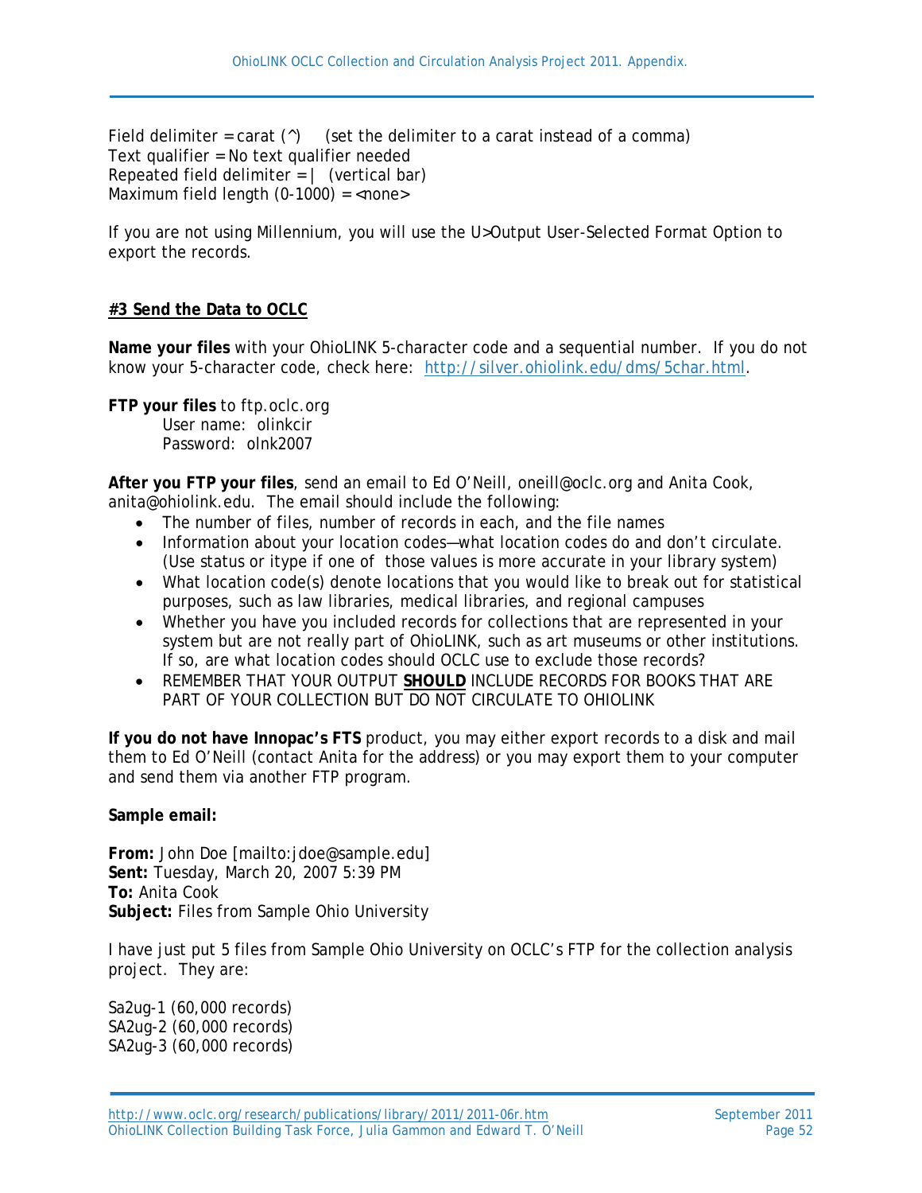Field delimiter = carat (^)     (set the delimiter to a carat instead of a comma)
Text qualifier = No text qualifier needed
Repeated field delimiter = |   (vertical bar)
Maximum field length (0-1000) = <none>

If you are not using Millennium, you will use the U>Output User-Selected Format Option to export the records.

#### #3 Send the Data to OCLC

**Name your files** with your OhioLINK 5-character code and a sequential number. If you do not know your 5-character code, check here: http://silver.ohiolink.edu/dms/5char.html.

**FTP your files** to ftp.oclc.org
User name: olinkcir
Password: olnk2007

**After you FTP your files**, send an email to Ed O'Neill, oneill@oclc.org and Anita Cook, anita@ohiolink.edu. The email should include the following:

- The number of files, number of records in each, and the file names
- Information about your location codes—what location codes do and don't circulate. (Use status or itype if one of those values is more accurate in your library system)
- What location code(s) denote locations that you would like to break out for statistical purposes, such as law libraries, medical libraries, and regional campuses
- Whether you have you included records for collections that are represented in your system but are not really part of OhioLINK, such as art museums or other institutions. If so, are what location codes should OCLC use to exclude those records?
- REMEMBER THAT YOUR OUTPUT **SHOULD** INCLUDE RECORDS FOR BOOKS THAT ARE PART OF YOUR COLLECTION BUT DO NOT CIRCULATE TO OHIOLINK

**If you do not have Innopac's FTS** product, you may either export records to a disk and mail them to Ed O'Neill (contact Anita for the address) or you may export them to your computer and send them via another FTP program.

**Sample email:**

**From:** John Doe [mailto:jdoe@sample.edu]
**Sent:** Tuesday, March 20, 2007 5:39 PM
**To:** Anita Cook
**Subject:** Files from Sample Ohio University

I have just put 5 files from Sample Ohio University on OCLC's FTP for the collection analysis project. They are:

Sa2ug-1 (60,000 records)
SA2ug-2 (60,000 records)
SA2ug-3 (60,000 records)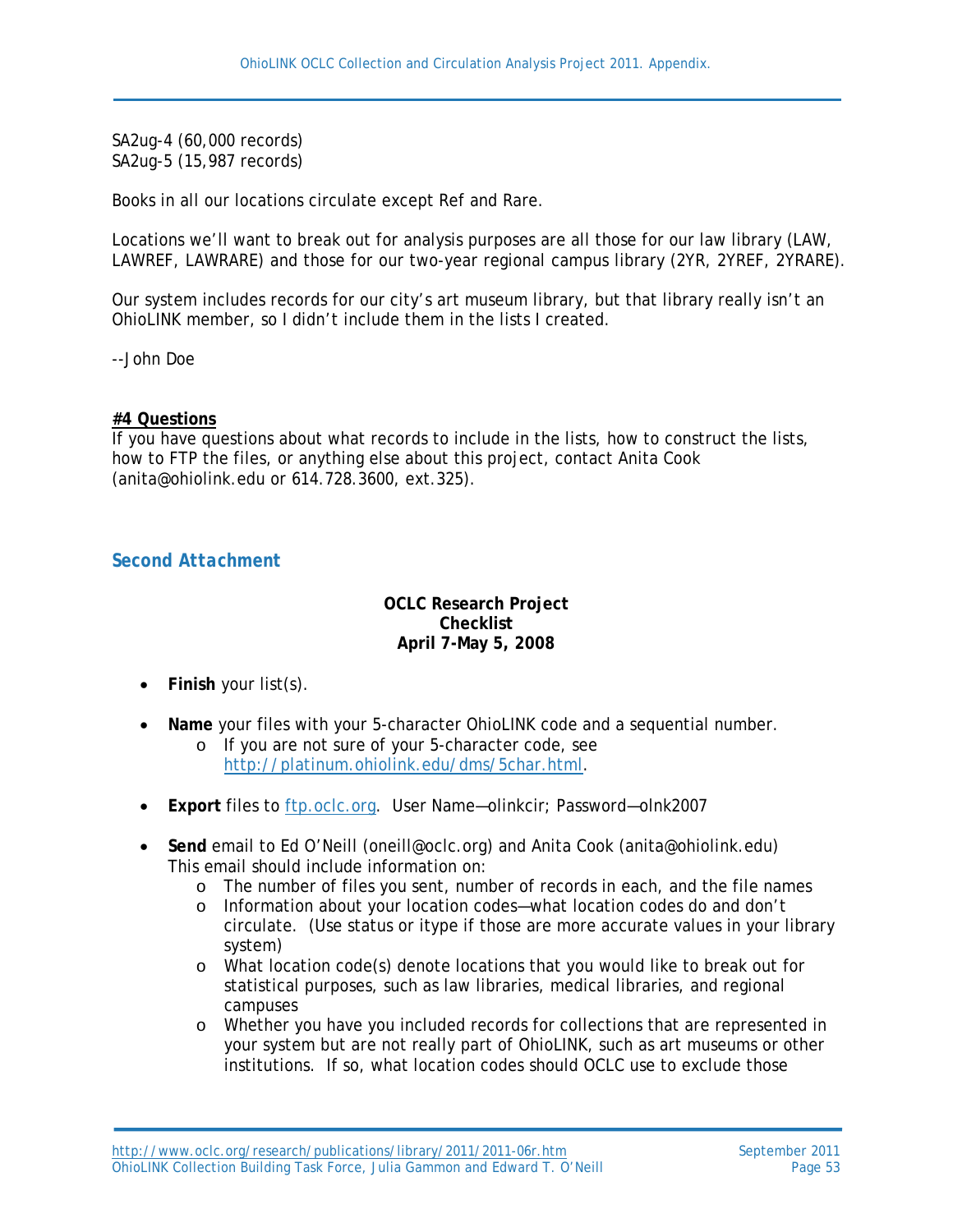SA2ug-4 (60,000 records)
SA2ug-5 (15,987 records)

Books in all our locations circulate except Ref and Rare.

Locations we'll want to break out for analysis purposes are all those for our law library (LAW, LAWREF, LAWRARE) and those for our two-year regional campus library (2YR, 2YREF, 2YRARE).

Our system includes records for our city's art museum library, but that library really isn't an OhioLINK member, so I didn't include them in the lists I created.

--John Doe

**#4 Questions**
If you have questions about what records to include in the lists, how to construct the lists, how to FTP the files, or anything else about this project, contact Anita Cook (anita@ohiolink.edu or 614.728.3600, ext.325).

## *Second Attachment*

**OCLC Research Project**
**Checklist**
**April 7-May 5, 2008**

- **Finish** your list(s).
- **Name** your files with your 5-character OhioLINK code and a sequential number.
  - If you are not sure of your 5-character code, see http://platinum.ohiolink.edu/dms/5char.html.
- **Export** files to ftp.oclc.org. User Name—olinkcir; Password—olnk2007
- **Send** email to Ed O'Neill (oneill@oclc.org) and Anita Cook (anita@ohiolink.edu) This email should include information on:
  - The number of files you sent, number of records in each, and the file names
  - Information about your location codes—what location codes do and don't circulate. (Use status or itype if those are more accurate values in your library system)
  - What location code(s) denote locations that you would like to break out for statistical purposes, such as law libraries, medical libraries, and regional campuses
  - Whether you have you included records for collections that are represented in your system but are not really part of OhioLINK, such as art museums or other institutions. If so, what location codes should OCLC use to exclude those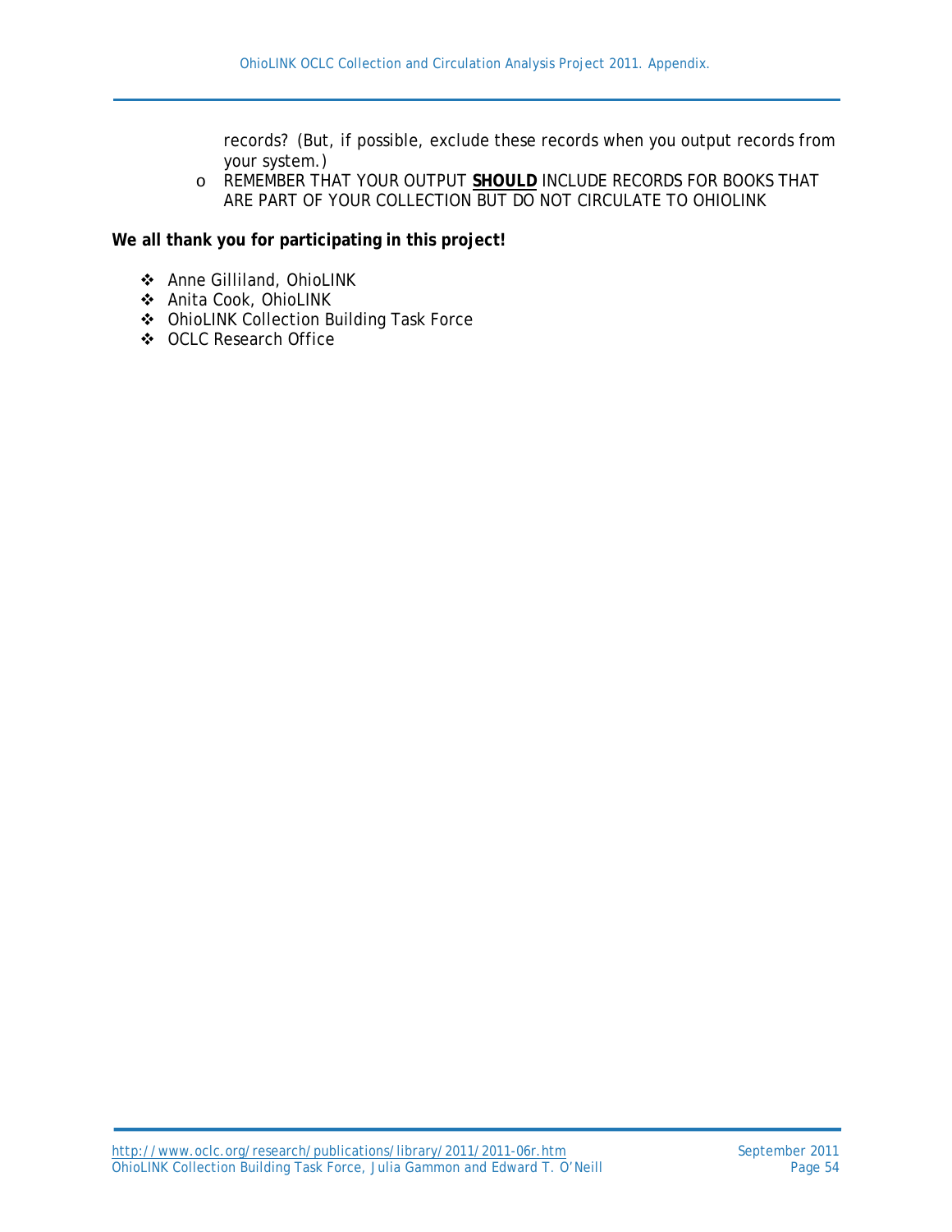records? (But, if possible, exclude these records when you output records from your system.)

- REMEMBER THAT YOUR OUTPUT **SHOULD** INCLUDE RECORDS FOR BOOKS THAT ARE PART OF YOUR COLLECTION BUT DO NOT CIRCULATE TO OHIOLINK

**We all thank you for participating in this project!**

- Anne Gilliland, OhioLINK
- Anita Cook, OhioLINK
- OhioLINK Collection Building Task Force
- OCLC Research Office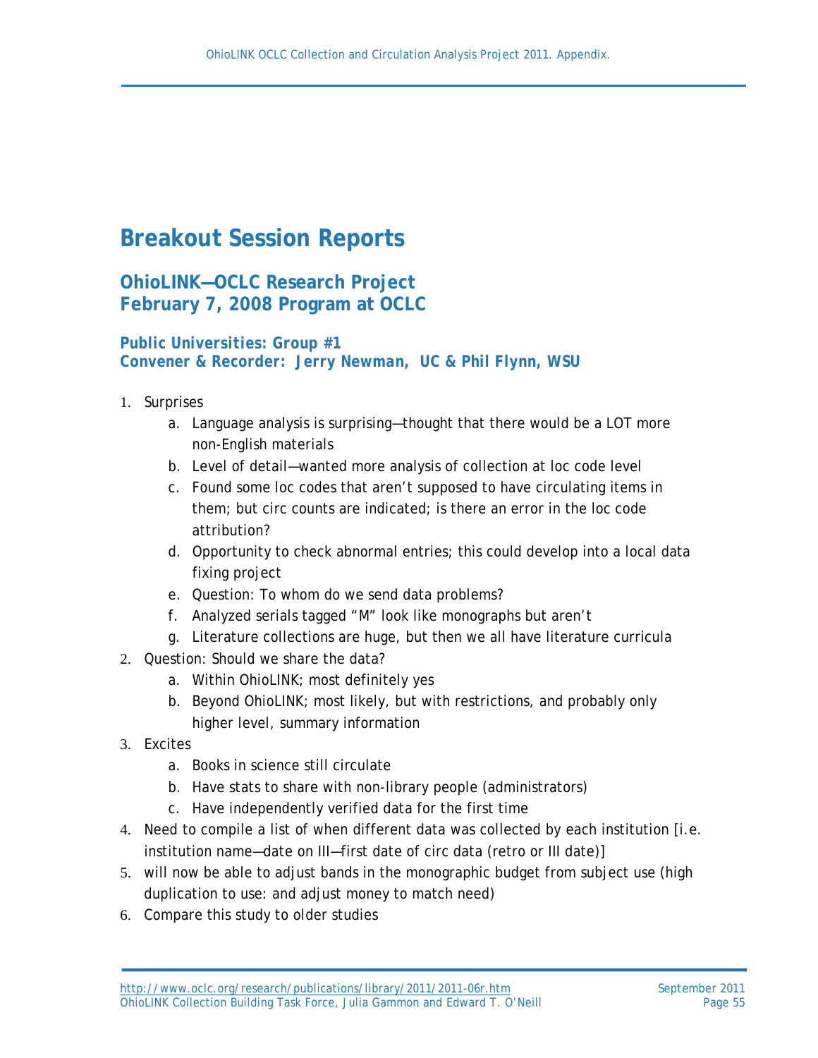# Breakout Session Reports

## OhioLINK—OCLC Research Project
## February 7, 2008 Program at OCLC

### Public Universities: Group #1
### Convener & Recorder: Jerry Newman, UC & Phil Flynn, WSU

1. Surprises
   a. Language analysis is surprising—thought that there would be a LOT more non-English materials
   b. Level of detail—wanted more analysis of collection at loc code level
   c. Found some loc codes that aren't supposed to have circulating items in them; but circ counts are indicated; is there an error in the loc code attribution?
   d. Opportunity to check abnormal entries; this could develop into a local data fixing project
   e. Question: To whom do we send data problems?
   f. Analyzed serials tagged "M" look like monographs but aren't
   g. Literature collections are huge, but then we all have literature curricula
2. Question: Should we share the data?
   a. Within OhioLINK; most definitely yes
   b. Beyond OhioLINK; most likely, but with restrictions, and probably only higher level, summary information
3. Excites
   a. Books in science still circulate
   b. Have stats to share with non-library people (administrators)
   c. Have independently verified data for the first time
4. Need to compile a list of when different data was collected by each institution [i.e. institution name—date on III—first date of circ data (retro or III date)]
5. will now be able to adjust bands in the monographic budget from subject use (high duplication to use: and adjust money to match need)
6. Compare this study to older studies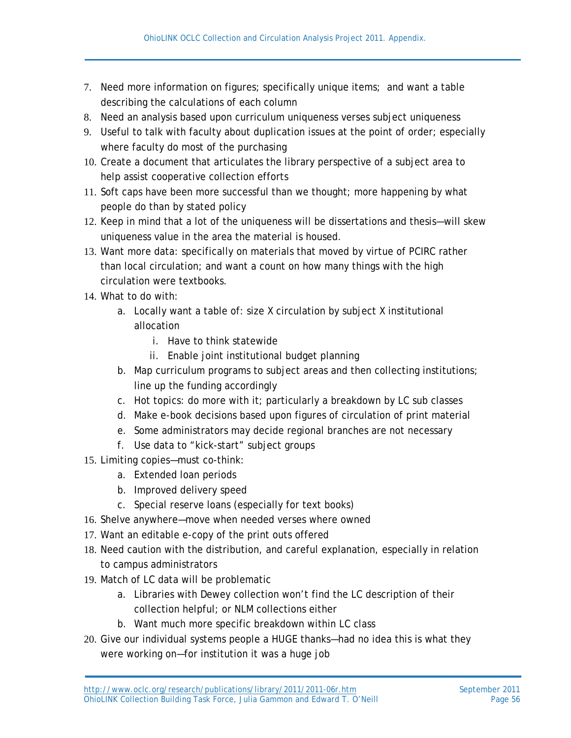7. Need more information on figures; specifically unique items; and want a table describing the calculations of each column
8. Need an analysis based upon curriculum uniqueness verses subject uniqueness
9. Useful to talk with faculty about duplication issues at the point of order; especially where faculty do most of the purchasing
10. Create a document that articulates the library perspective of a subject area to help assist cooperative collection efforts
11. Soft caps have been more successful than we thought; more happening by what people do than by stated policy
12. Keep in mind that a lot of the uniqueness will be dissertations and thesis—will skew uniqueness value in the area the material is housed.
13. Want more data: specifically on materials that moved by virtue of PCIRC rather than local circulation; and want a count on how many things with the high circulation were textbooks.
14. What to do with:
    a. Locally want a table of: size X circulation by subject X institutional allocation
        i. Have to think statewide
        ii. Enable joint institutional budget planning
    b. Map curriculum programs to subject areas and then collecting institutions; line up the funding accordingly
    c. Hot topics: do more with it; particularly a breakdown by LC sub classes
    d. Make e-book decisions based upon figures of circulation of print material
    e. Some administrators may decide regional branches are not necessary
    f. Use data to "kick-start" subject groups
15. Limiting copies—must co-think:
    a. Extended loan periods
    b. Improved delivery speed
    c. Special reserve loans (especially for text books)
16. Shelve anywhere—move when needed verses where owned
17. Want an editable e-copy of the print outs offered
18. Need caution with the distribution, and careful explanation, especially in relation to campus administrators
19. Match of LC data will be problematic
    a. Libraries with Dewey collection won't find the LC description of their collection helpful; or NLM collections either
    b. Want much more specific breakdown within LC class
20. Give our individual systems people a HUGE thanks—had no idea this is what they were working on—for institution it was a huge job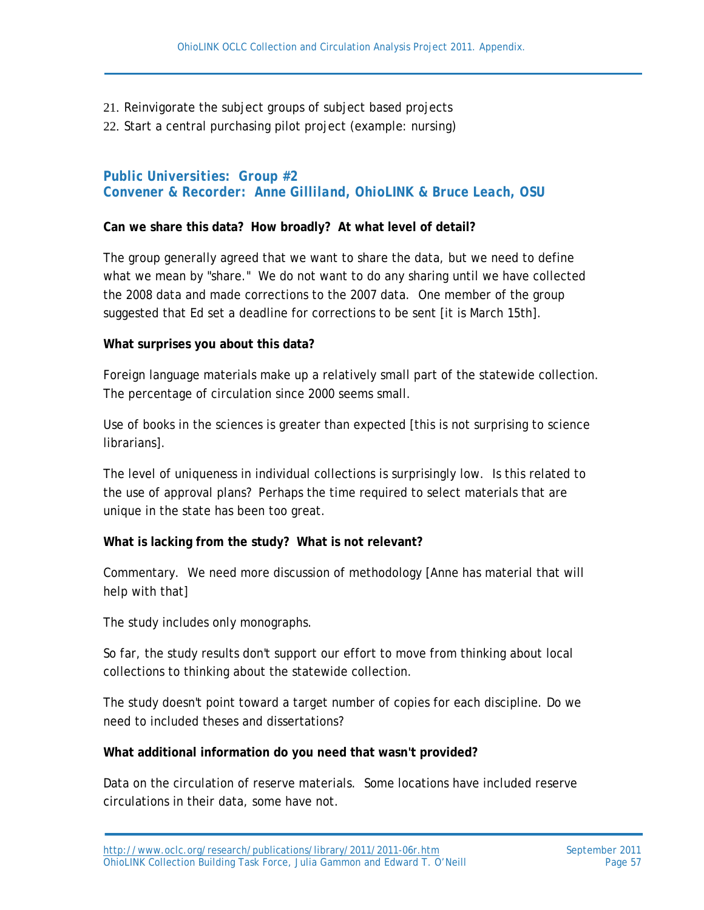21. Reinvigorate the subject groups of subject based projects
22. Start a central purchasing pilot project (example: nursing)

### Public Universities: Group #2
### Convener & Recorder: *Anne Gilliland, OhioLINK & Bruce Leach, OSU*

**Can we share this data? How broadly? At what level of detail?**

The group generally agreed that we want to share the data, but we need to define what we mean by "share." We do not want to do any sharing until we have collected the 2008 data and made corrections to the 2007 data. One member of the group suggested that Ed set a deadline for corrections to be sent [it is March 15th].

**What surprises you about this data?**

Foreign language materials make up a relatively small part of the statewide collection. The percentage of circulation since 2000 seems small.

Use of books in the sciences is greater than expected [this is not surprising to science librarians].

The level of uniqueness in individual collections is surprisingly low. Is this related to the use of approval plans? Perhaps the time required to select materials that are unique in the state has been too great.

**What is lacking from the study? What is not relevant?**

Commentary. We need more discussion of methodology [Anne has material that will help with that]

The study includes only monographs.

So far, the study results don't support our effort to move from thinking about local collections to thinking about the statewide collection.

The study doesn't point toward a target number of copies for each discipline. Do we need to included theses and dissertations?

**What additional information do you need that wasn't provided?**

Data on the circulation of reserve materials. Some locations have included reserve circulations in their data, some have not.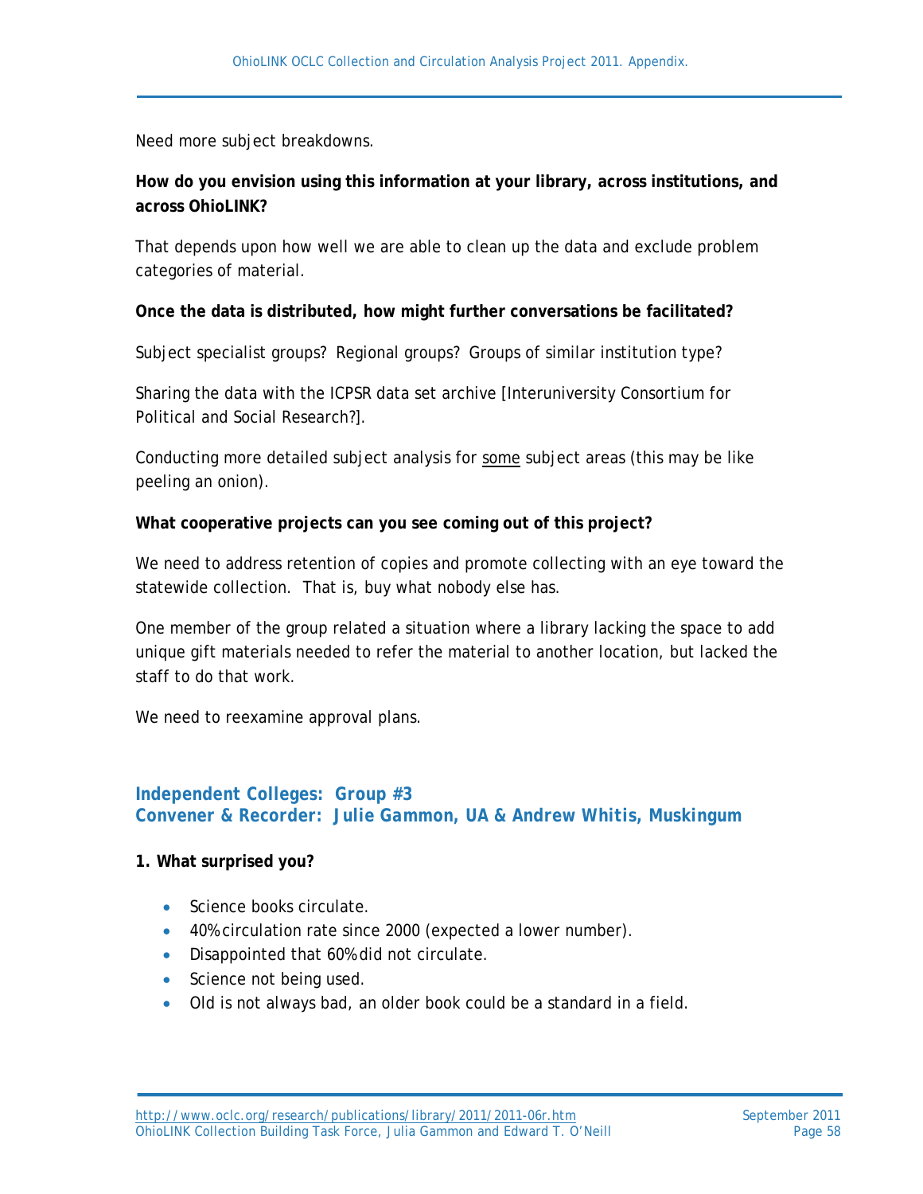Need more subject breakdowns.

**How do you envision using this information at your library, across institutions, and across OhioLINK?**

That depends upon how well we are able to clean up the data and exclude problem categories of material.

**Once the data is distributed, how might further conversations be facilitated?**

Subject specialist groups? Regional groups? Groups of similar institution type?

Sharing the data with the ICPSR data set archive [Interuniversity Consortium for Political and Social Research?].

Conducting more detailed subject analysis for <u>some</u> subject areas (this may be like peeling an onion).

**What cooperative projects can you see coming out of this project?**

We need to address retention of copies and promote collecting with an eye toward the statewide collection. That is, buy what nobody else has.

One member of the group related a situation where a library lacking the space to add unique gift materials needed to refer the material to another location, but lacked the staff to do that work.

We need to reexamine approval plans.

### Independent Colleges: Group #3
### Convener & Recorder: Julie Gammon, UA & Andrew Whitis, Muskingum

**1. What surprised you?**

- Science books circulate.
- 40% circulation rate since 2000 (expected a lower number).
- Disappointed that 60% did not circulate.
- Science not being used.
- Old is not always bad, an older book could be a standard in a field.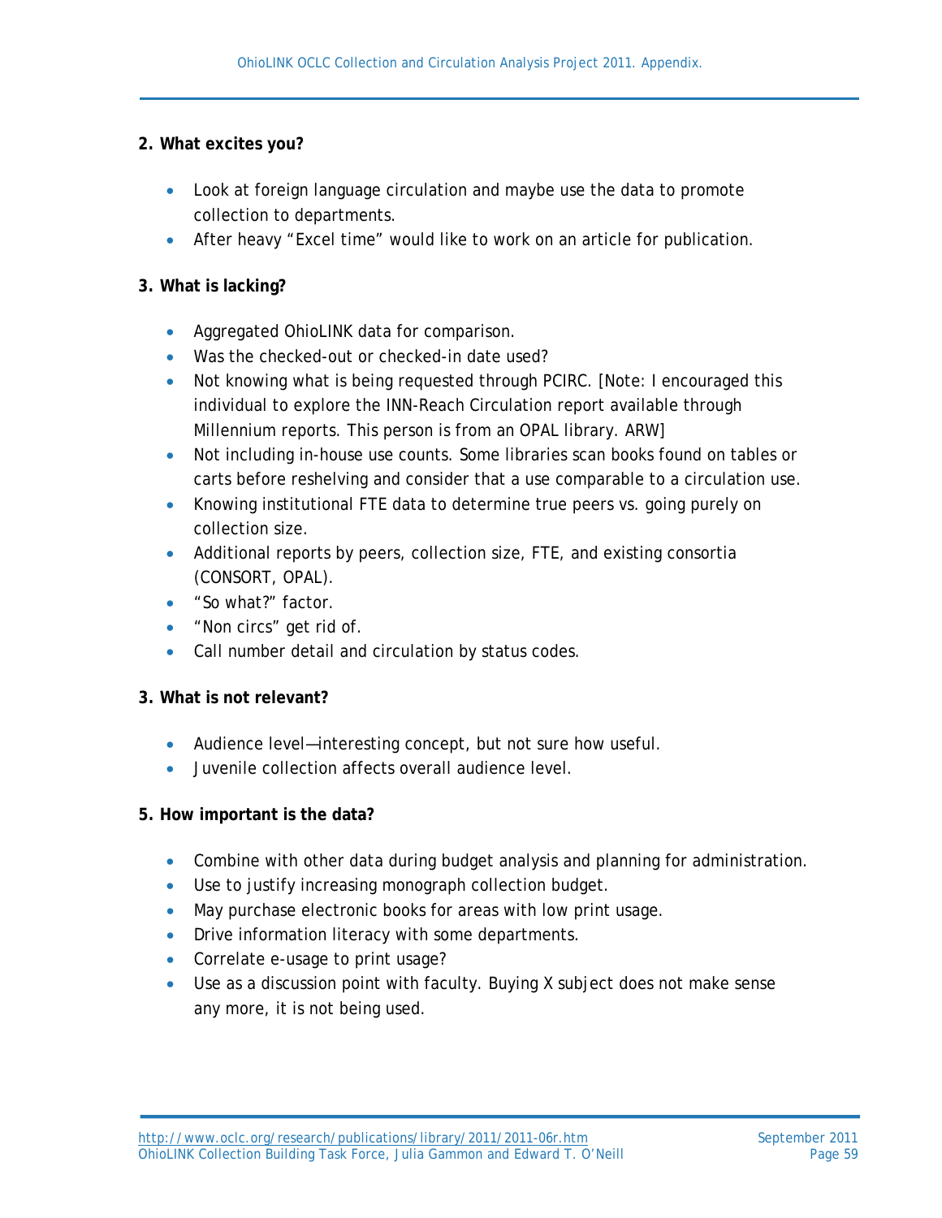**2. What excites you?**

- Look at foreign language circulation and maybe use the data to promote collection to departments.
- After heavy "Excel time" would like to work on an article for publication.

**3. What is lacking?**

- Aggregated OhioLINK data for comparison.
- Was the checked-out or checked-in date used?
- Not knowing what is being requested through PCIRC. [Note: I encouraged this individual to explore the INN-Reach Circulation report available through Millennium reports. This person is from an OPAL library. ARW]
- Not including in-house use counts. Some libraries scan books found on tables or carts before reshelving and consider that a use comparable to a circulation use.
- Knowing institutional FTE data to determine true peers vs. going purely on collection size.
- Additional reports by peers, collection size, FTE, and existing consortia (CONSORT, OPAL).
- "So what?" factor.
- "Non circs" get rid of.
- Call number detail and circulation by status codes.

**3. What is not relevant?**

- Audience level—interesting concept, but not sure how useful.
- Juvenile collection affects overall audience level.

**5. How important is the data?**

- Combine with other data during budget analysis and planning for administration.
- Use to justify increasing monograph collection budget.
- May purchase electronic books for areas with low print usage.
- Drive information literacy with some departments.
- Correlate e-usage to print usage?
- Use as a discussion point with faculty. Buying X subject does not make sense any more, it is not being used.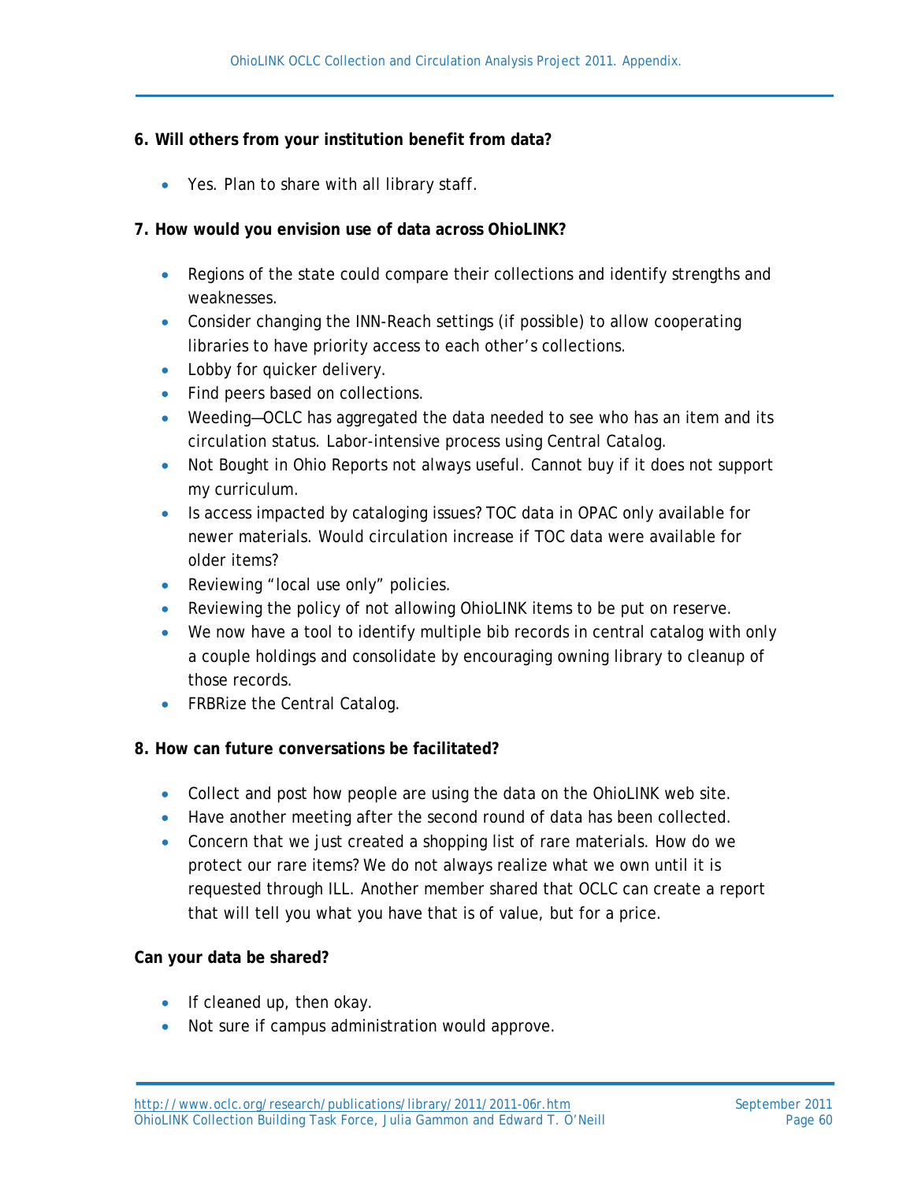**6. Will others from your institution benefit from data?**

- Yes. Plan to share with all library staff.

**7. How would you envision use of data across OhioLINK?**

- Regions of the state could compare their collections and identify strengths and weaknesses.
- Consider changing the INN-Reach settings (if possible) to allow cooperating libraries to have priority access to each other's collections.
- Lobby for quicker delivery.
- Find peers based on collections.
- Weeding—OCLC has aggregated the data needed to see who has an item and its circulation status. Labor-intensive process using Central Catalog.
- Not Bought in Ohio Reports not always useful. Cannot buy if it does not support my curriculum.
- Is access impacted by cataloging issues? TOC data in OPAC only available for newer materials. Would circulation increase if TOC data were available for older items?
- Reviewing "local use only" policies.
- Reviewing the policy of not allowing OhioLINK items to be put on reserve.
- We now have a tool to identify multiple bib records in central catalog with only a couple holdings and consolidate by encouraging owning library to cleanup of those records.
- FRBRize the Central Catalog.

**8. How can future conversations be facilitated?**

- Collect and post how people are using the data on the OhioLINK web site.
- Have another meeting after the second round of data has been collected.
- Concern that we just created a shopping list of rare materials. How do we protect our rare items? We do not always realize what we own until it is requested through ILL. Another member shared that OCLC can create a report that will tell you what you have that is of value, but for a price.

**Can your data be shared?**

- If cleaned up, then okay.
- Not sure if campus administration would approve.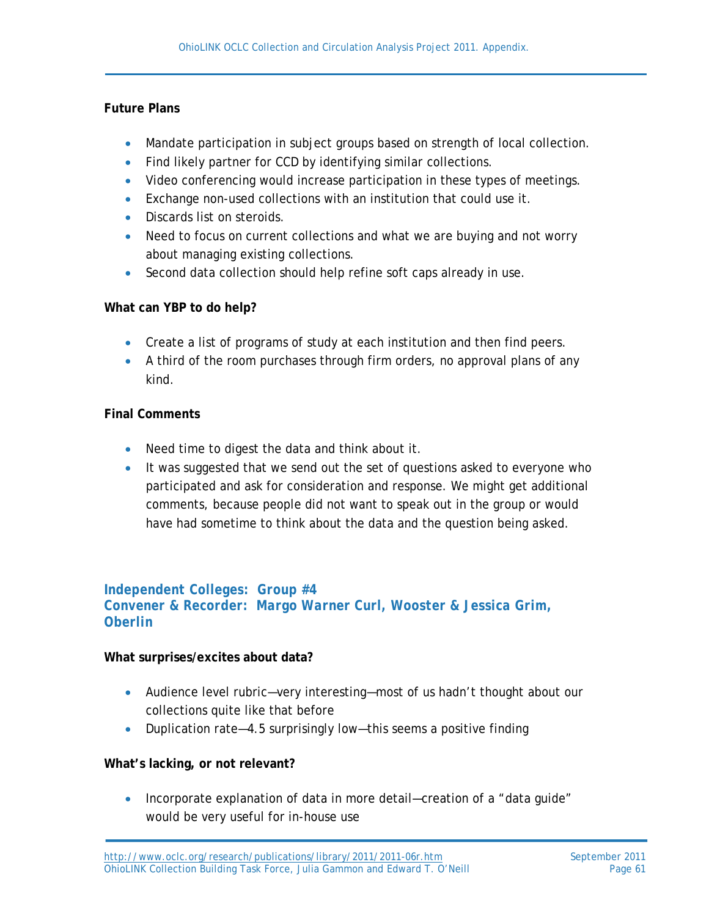**Future Plans**

- Mandate participation in subject groups based on strength of local collection.
- Find likely partner for CCD by identifying similar collections.
- Video conferencing would increase participation in these types of meetings.
- Exchange non-used collections with an institution that could use it.
- Discards list on steroids.
- Need to focus on current collections and what we are buying and not worry about managing existing collections.
- Second data collection should help refine soft caps already in use.

**What can YBP to do help?**

- Create a list of programs of study at each institution and then find peers.
- A third of the room purchases through firm orders, no approval plans of any kind.

**Final Comments**

- Need time to digest the data and think about it.
- It was suggested that we send out the set of questions asked to everyone who participated and ask for consideration and response. We might get additional comments, because people did not want to speak out in the group or would have had sometime to think about the data and the question being asked.

### Independent Colleges: Group #4
### Convener & Recorder: *Margo Warner Curl, Wooster & Jessica Grim, Oberlin*

**What surprises/excites about data?**

- Audience level rubric—very interesting—most of us hadn't thought about our collections quite like that before
- Duplication rate—4.5 surprisingly low—this seems a positive finding

**What's lacking, or not relevant?**

- Incorporate explanation of data in more detail—creation of a "data guide" would be very useful for in-house use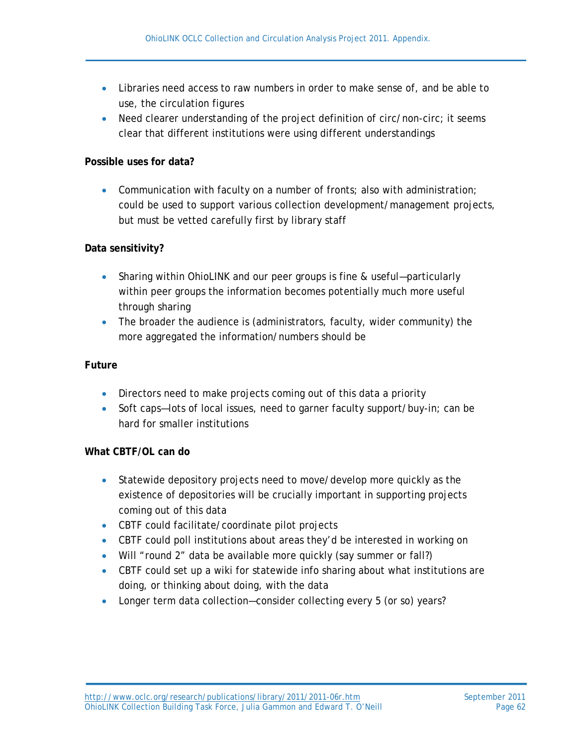- Libraries need access to raw numbers in order to make sense of, and be able to use, the circulation figures
- Need clearer understanding of the project definition of circ/non-circ; it seems clear that different institutions were using different understandings

**Possible uses for data?**

- Communication with faculty on a number of fronts; also with administration; could be used to support various collection development/management projects, but must be vetted carefully first by library staff

**Data sensitivity?**

- Sharing within OhioLINK and our peer groups is fine & useful—particularly within peer groups the information becomes potentially much more useful through sharing
- The broader the audience is (administrators, faculty, wider community) the more aggregated the information/numbers should be

**Future**

- Directors need to make projects coming out of this data a priority
- Soft caps—lots of local issues, need to garner faculty support/buy-in; can be hard for smaller institutions

**What CBTF/OL can do**

- Statewide depository projects need to move/develop more quickly as the existence of depositories will be crucially important in supporting projects coming out of this data
- CBTF could facilitate/coordinate pilot projects
- CBTF could poll institutions about areas they'd be interested in working on
- Will "round 2" data be available more quickly (say summer or fall?)
- CBTF could set up a wiki for statewide info sharing about what institutions are doing, or thinking about doing, with the data
- Longer term data collection—consider collecting every 5 (or so) years?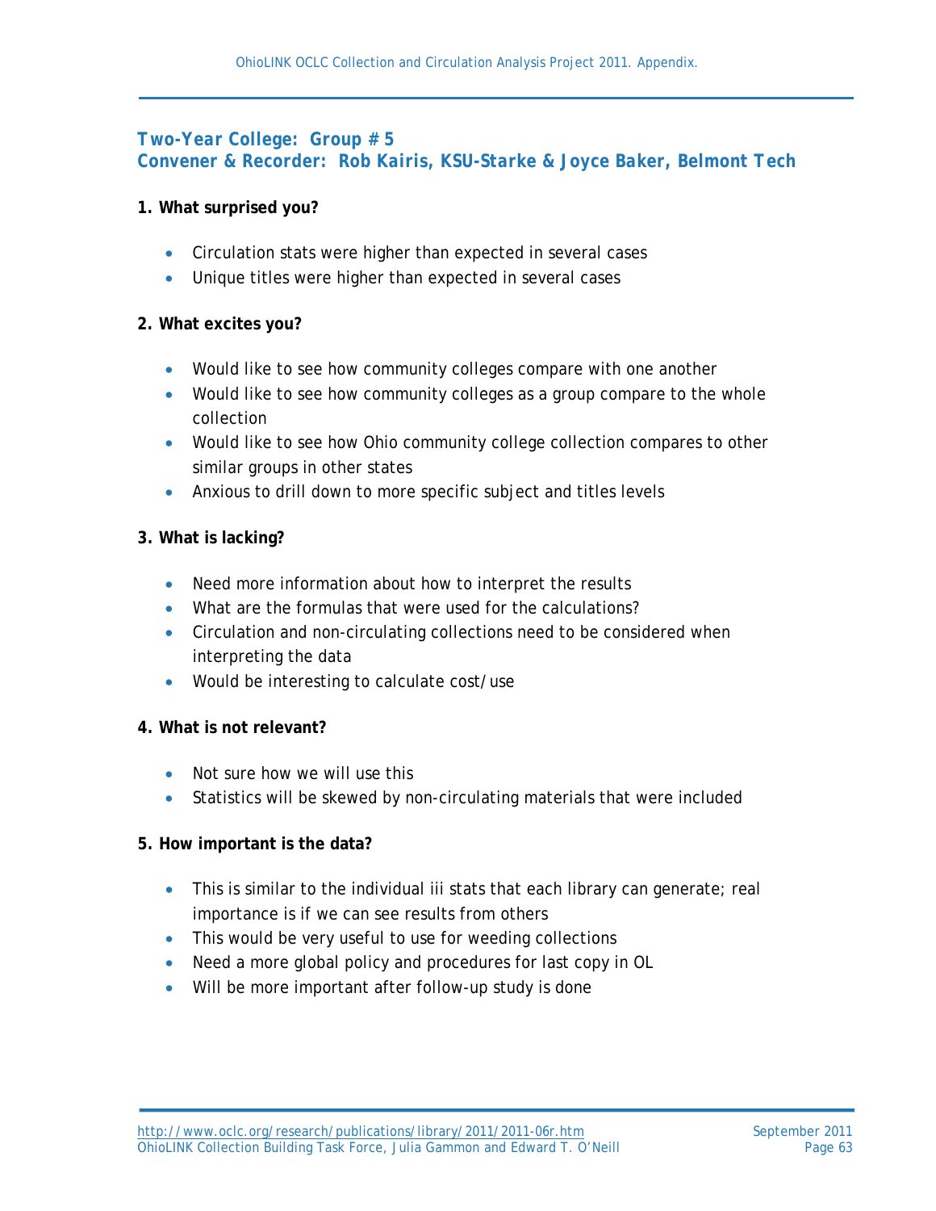## *Two-Year College: Group # 5*
## *Convener & Recorder: Rob Kairis, KSU-Starke & Joyce Baker, Belmont Tech*

**1. What surprised you?**

- Circulation stats were higher than expected in several cases
- Unique titles were higher than expected in several cases

**2. What excites you?**

- Would like to see how community colleges compare with one another
- Would like to see how community colleges as a group compare to the whole collection
- Would like to see how Ohio community college collection compares to other similar groups in other states
- Anxious to drill down to more specific subject and titles levels

**3. What is lacking?**

- Need more information about how to interpret the results
- What are the formulas that were used for the calculations?
- Circulation and non-circulating collections need to be considered when interpreting the data
- Would be interesting to calculate cost/use

**4. What is not relevant?**

- Not sure how we will use this
- Statistics will be skewed by non-circulating materials that were included

**5. How important is the data?**

- This is similar to the individual iii stats that each library can generate; real importance is if we can see results from others
- This would be very useful to use for weeding collections
- Need a more global policy and procedures for last copy in OL
- Will be more important after follow-up study is done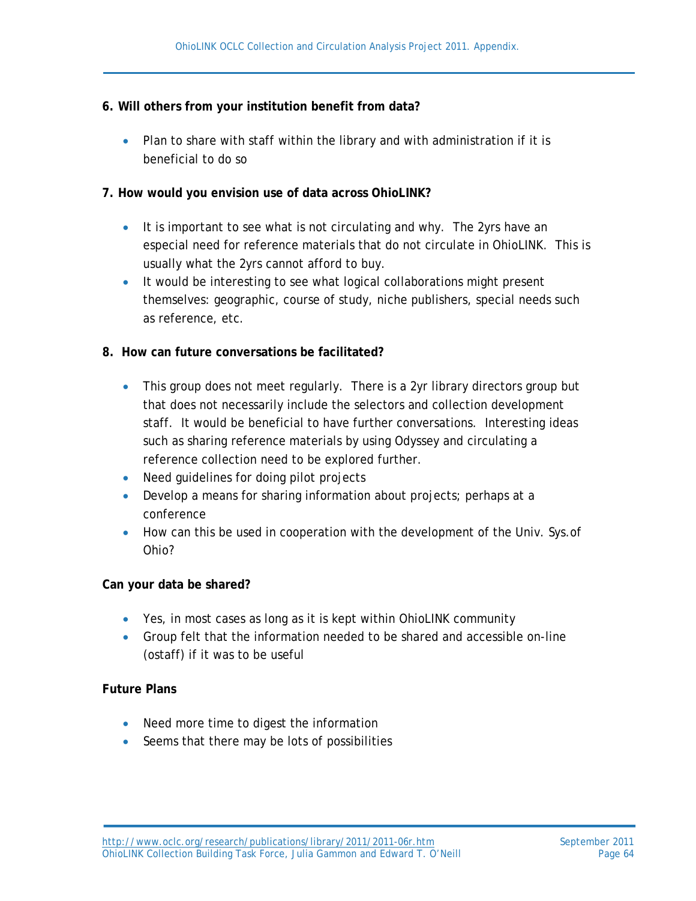**6. Will others from your institution benefit from data?**

- Plan to share with staff within the library and with administration if it is beneficial to do so

**7. How would you envision use of data across OhioLINK?**

- It is important to see what is not circulating and why. The 2yrs have an especial need for reference materials that do not circulate in OhioLINK. This is usually what the 2yrs cannot afford to buy.
- It would be interesting to see what logical collaborations might present themselves: geographic, course of study, niche publishers, special needs such as reference, etc.

**8. How can future conversations be facilitated?**

- This group does not meet regularly. There is a 2yr library directors group but that does not necessarily include the selectors and collection development staff. It would be beneficial to have further conversations. Interesting ideas such as sharing reference materials by using Odyssey and circulating a reference collection need to be explored further.
- Need guidelines for doing pilot projects
- Develop a means for sharing information about projects; perhaps at a conference
- How can this be used in cooperation with the development of the Univ. Sys.of Ohio?

**Can your data be shared?**

- Yes, in most cases as long as it is kept within OhioLINK community
- Group felt that the information needed to be shared and accessible on-line (ostaff) if it was to be useful

**Future Plans**

- Need more time to digest the information
- Seems that there may be lots of possibilities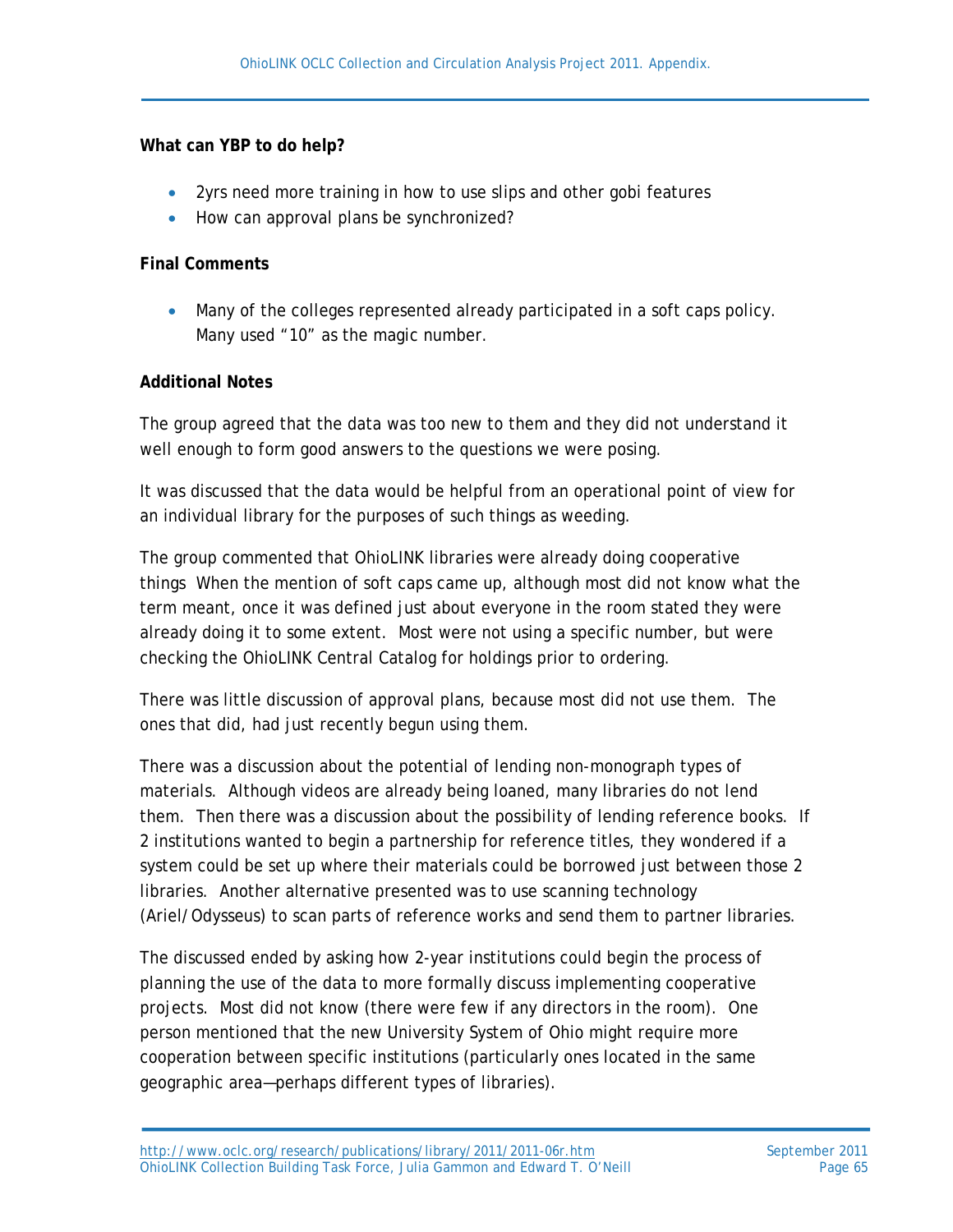**What can YBP to do help?**

- 2yrs need more training in how to use slips and other gobi features
- How can approval plans be synchronized?

**Final Comments**

- Many of the colleges represented already participated in a soft caps policy. Many used "10" as the magic number.

**Additional Notes**

The group agreed that the data was too new to them and they did not understand it well enough to form good answers to the questions we were posing.

It was discussed that the data would be helpful from an operational point of view for an individual library for the purposes of such things as weeding.

The group commented that OhioLINK libraries were already doing cooperative things When the mention of soft caps came up, although most did not know what the term meant, once it was defined just about everyone in the room stated they were already doing it to some extent. Most were not using a specific number, but were checking the OhioLINK Central Catalog for holdings prior to ordering.

There was little discussion of approval plans, because most did not use them. The ones that did, had just recently begun using them.

There was a discussion about the potential of lending non-monograph types of materials. Although videos are already being loaned, many libraries do not lend them. Then there was a discussion about the possibility of lending reference books. If 2 institutions wanted to begin a partnership for reference titles, they wondered if a system could be set up where their materials could be borrowed just between those 2 libraries. Another alternative presented was to use scanning technology (Ariel/Odysseus) to scan parts of reference works and send them to partner libraries.

The discussed ended by asking how 2-year institutions could begin the process of planning the use of the data to more formally discuss implementing cooperative projects. Most did not know (there were few if any directors in the room). One person mentioned that the new University System of Ohio might require more cooperation between specific institutions (particularly ones located in the same geographic area—perhaps different types of libraries).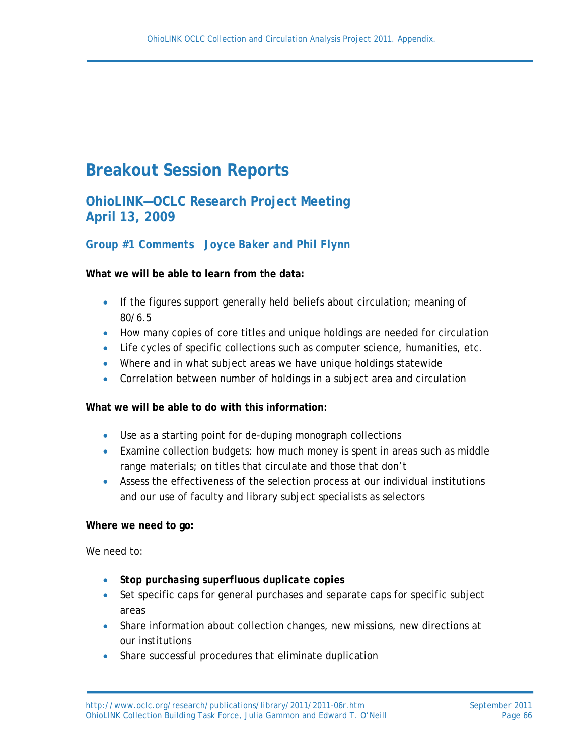# Breakout Session Reports

## OhioLINK—OCLC Research Project Meeting
## April 13, 2009

### *Group #1 Comments Joyce Baker and Phil Flynn*

**What we will be able to learn from the data:**

- If the figures support generally held beliefs about circulation; meaning of 80/6.5
- How many copies of core titles and unique holdings are needed for circulation
- Life cycles of specific collections such as computer science, humanities, etc.
- Where and in what subject areas we have unique holdings statewide
- Correlation between number of holdings in a subject area and circulation

**What we will be able to do with this information:**

- Use as a starting point for de-duping monograph collections
- Examine collection budgets: how much money is spent in areas such as middle range materials; on titles that circulate and those that don't
- Assess the effectiveness of the selection process at our individual institutions and our use of faculty and library subject specialists as selectors

**Where we need to go:**

We need to:

- ***Stop purchasing superfluous duplicate copies***
- Set specific caps for general purchases and separate caps for specific subject areas
- Share information about collection changes, new missions, new directions at our institutions
- Share successful procedures that eliminate duplication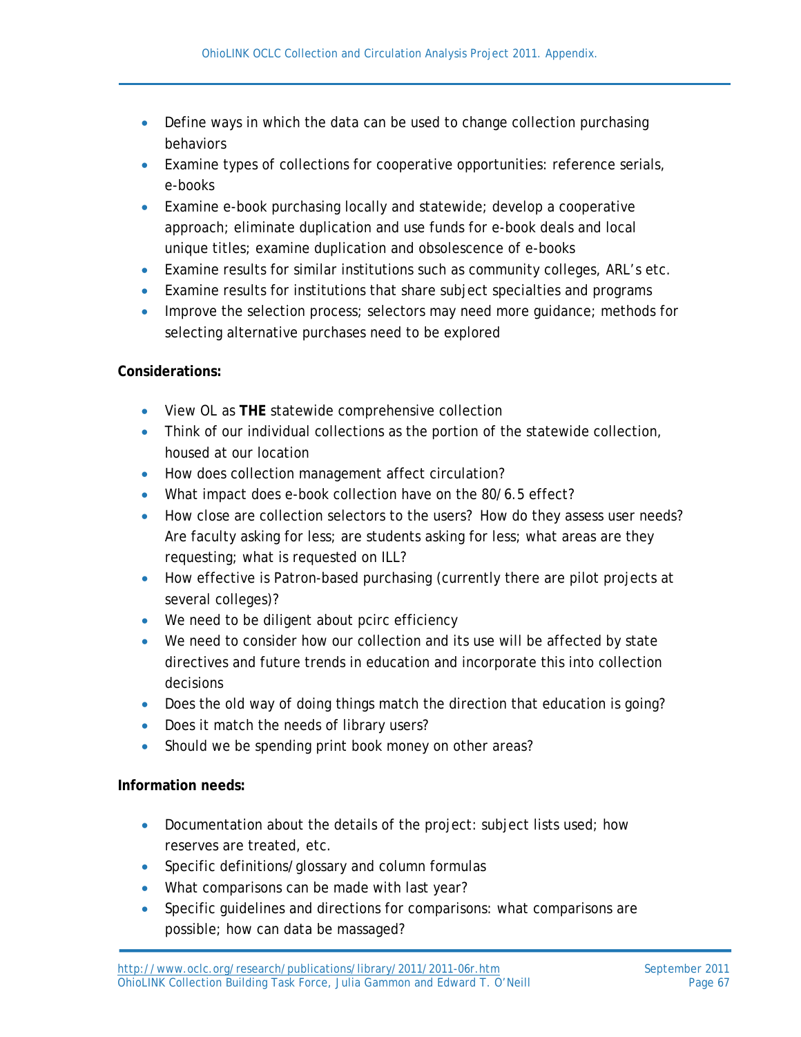- Define ways in which the data can be used to change collection purchasing behaviors
- Examine types of collections for cooperative opportunities: reference serials, e-books
- Examine e-book purchasing locally and statewide; develop a cooperative approach; eliminate duplication and use funds for e-book deals and local unique titles; examine duplication and obsolescence of e-books
- Examine results for similar institutions such as community colleges, ARL's etc.
- Examine results for institutions that share subject specialties and programs
- Improve the selection process; selectors may need more guidance; methods for selecting alternative purchases need to be explored

**Considerations:**

- View OL as **THE** statewide comprehensive collection
- Think of our individual collections as the portion of the statewide collection, housed at our location
- How does collection management affect circulation?
- What impact does e-book collection have on the 80/6.5 effect?
- How close are collection selectors to the users? How do they assess user needs? Are faculty asking for less; are students asking for less; what areas are they requesting; what is requested on ILL?
- How effective is Patron-based purchasing (currently there are pilot projects at several colleges)?
- We need to be diligent about pcirc efficiency
- We need to consider how our collection and its use will be affected by state directives and future trends in education and incorporate this into collection decisions
- Does the old way of doing things match the direction that education is going?
- Does it match the needs of library users?
- Should we be spending print book money on other areas?

**Information needs:**

- Documentation about the details of the project: subject lists used; how reserves are treated, etc.
- Specific definitions/glossary and column formulas
- What comparisons can be made with last year?
- Specific guidelines and directions for comparisons: what comparisons are possible; how can data be massaged?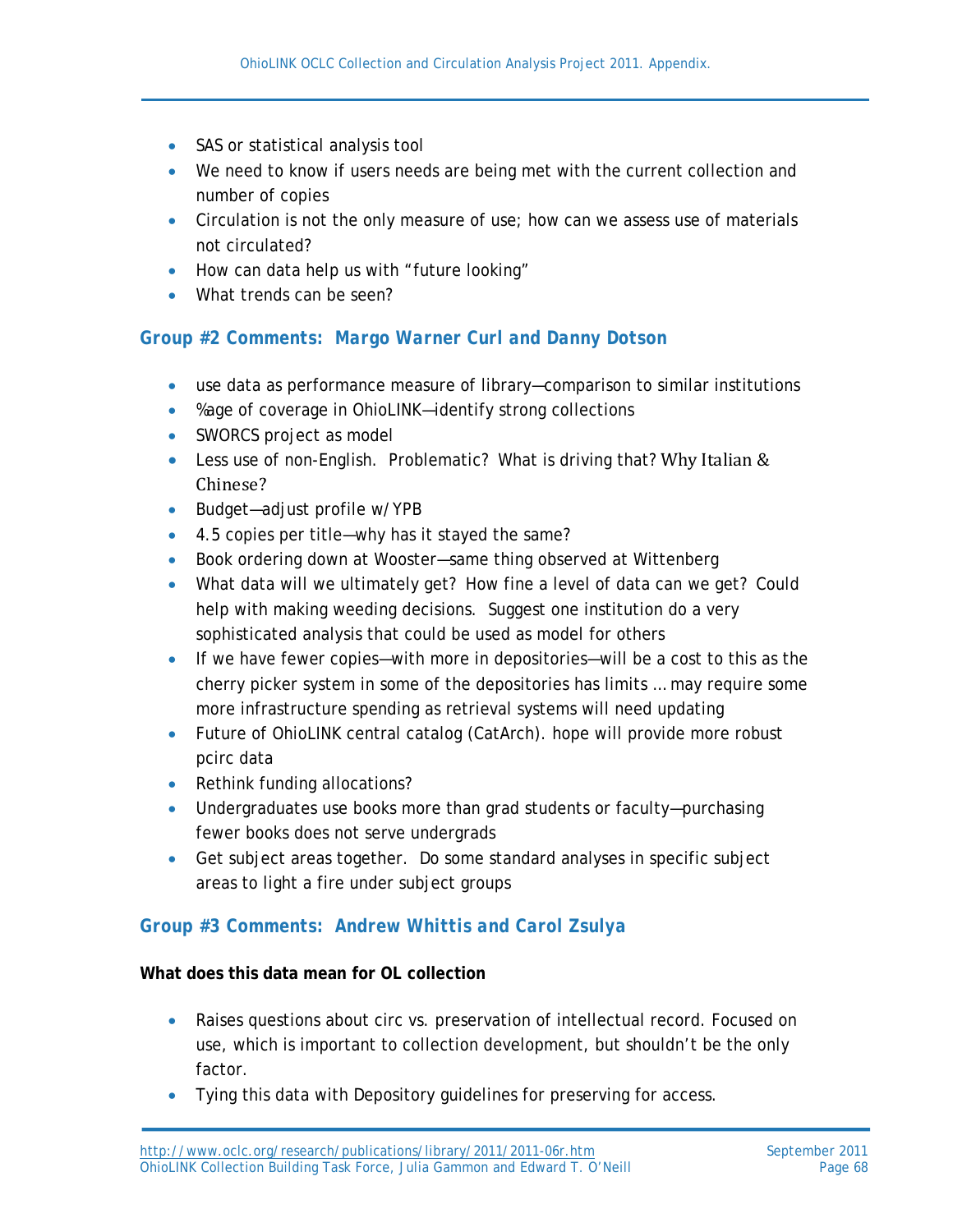- SAS or statistical analysis tool
- We need to know if users needs are being met with the current collection and number of copies
- Circulation is not the only measure of use; how can we assess use of materials not circulated?
- How can data help us with "future looking"
- What trends can be seen?

### Group #2 Comments: *Margo Warner Curl and Danny Dotson*

- use data as performance measure of library—comparison to similar institutions
- %age of coverage in OhioLINK—identify strong collections
- SWORCS project as model
- Less use of non-English. Problematic? What is driving that? Why Italian & Chinese?
- Budget—adjust profile w/ YPB
- 4.5 copies per title—why has it stayed the same?
- Book ordering down at Wooster—same thing observed at Wittenberg
- What data will we ultimately get? How fine a level of data can we get? Could help with making weeding decisions. Suggest one institution do a very sophisticated analysis that could be used as model for others
- If we have fewer copies—with more in depositories—will be a cost to this as the cherry picker system in some of the depositories has limits … may require some more infrastructure spending as retrieval systems will need updating
- Future of OhioLINK central catalog (CatArch). hope will provide more robust pcirc data
- Rethink funding allocations?
- Undergraduates use books more than grad students or faculty—purchasing fewer books does not serve undergrads
- Get subject areas together. Do some standard analyses in specific subject areas to light a fire under subject groups

### Group #3 Comments: *Andrew Whittis and Carol Zsulya*

**What does this data mean for OL collection**

- Raises questions about circ vs. preservation of intellectual record. Focused on use, which is important to collection development, but shouldn't be the only factor.
- Tying this data with Depository guidelines for preserving for access.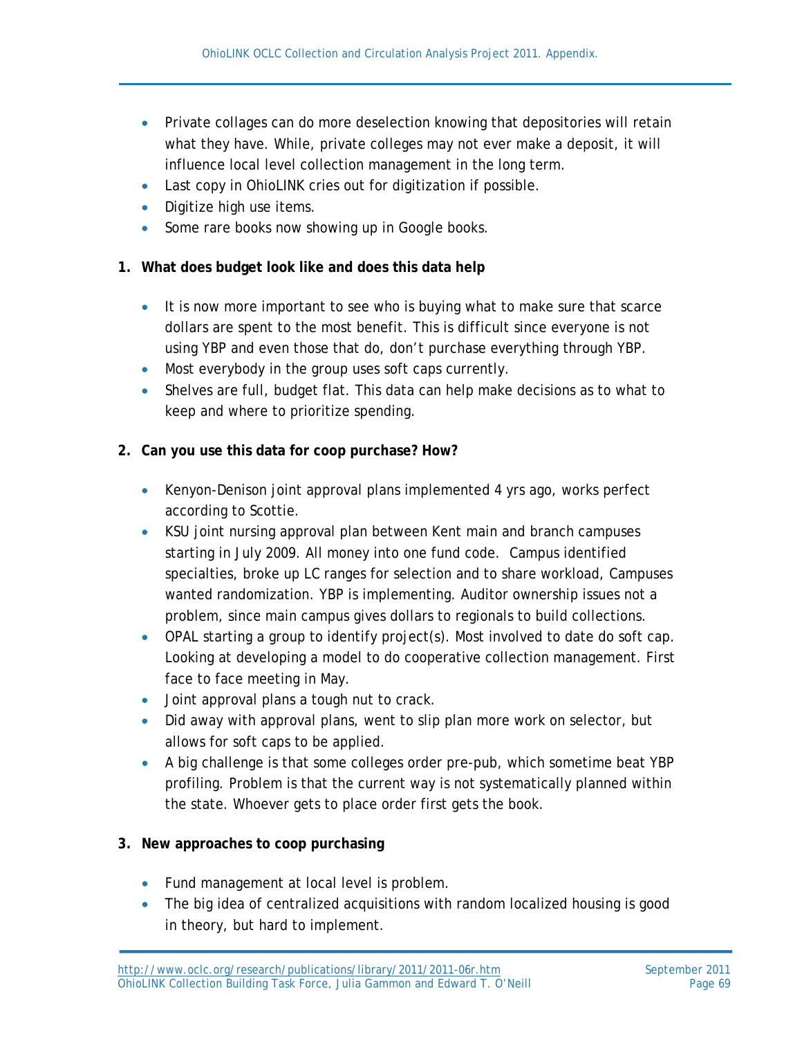- Private collages can do more deselection knowing that depositories will retain what they have. While, private colleges may not ever make a deposit, it will influence local level collection management in the long term.
- Last copy in OhioLINK cries out for digitization if possible.
- Digitize high use items.
- Some rare books now showing up in Google books.

**1. What does budget look like and does this data help**

- It is now more important to see who is buying what to make sure that scarce dollars are spent to the most benefit. This is difficult since everyone is not using YBP and even those that do, don't purchase everything through YBP.
- Most everybody in the group uses soft caps currently.
- Shelves are full, budget flat. This data can help make decisions as to what to keep and where to prioritize spending.

**2. Can you use this data for coop purchase? How?**

- Kenyon-Denison joint approval plans implemented 4 yrs ago, works perfect according to Scottie.
- KSU joint nursing approval plan between Kent main and branch campuses starting in July 2009. All money into one fund code. Campus identified specialties, broke up LC ranges for selection and to share workload, Campuses wanted randomization. YBP is implementing. Auditor ownership issues not a problem, since main campus gives dollars to regionals to build collections.
- OPAL starting a group to identify project(s). Most involved to date do soft cap. Looking at developing a model to do cooperative collection management. First face to face meeting in May.
- Joint approval plans a tough nut to crack.
- Did away with approval plans, went to slip plan more work on selector, but allows for soft caps to be applied.
- A big challenge is that some colleges order pre-pub, which sometime beat YBP profiling. Problem is that the current way is not systematically planned within the state. Whoever gets to place order first gets the book.

**3. New approaches to coop purchasing**

- Fund management at local level is problem.
- The big idea of centralized acquisitions with random localized housing is good in theory, but hard to implement.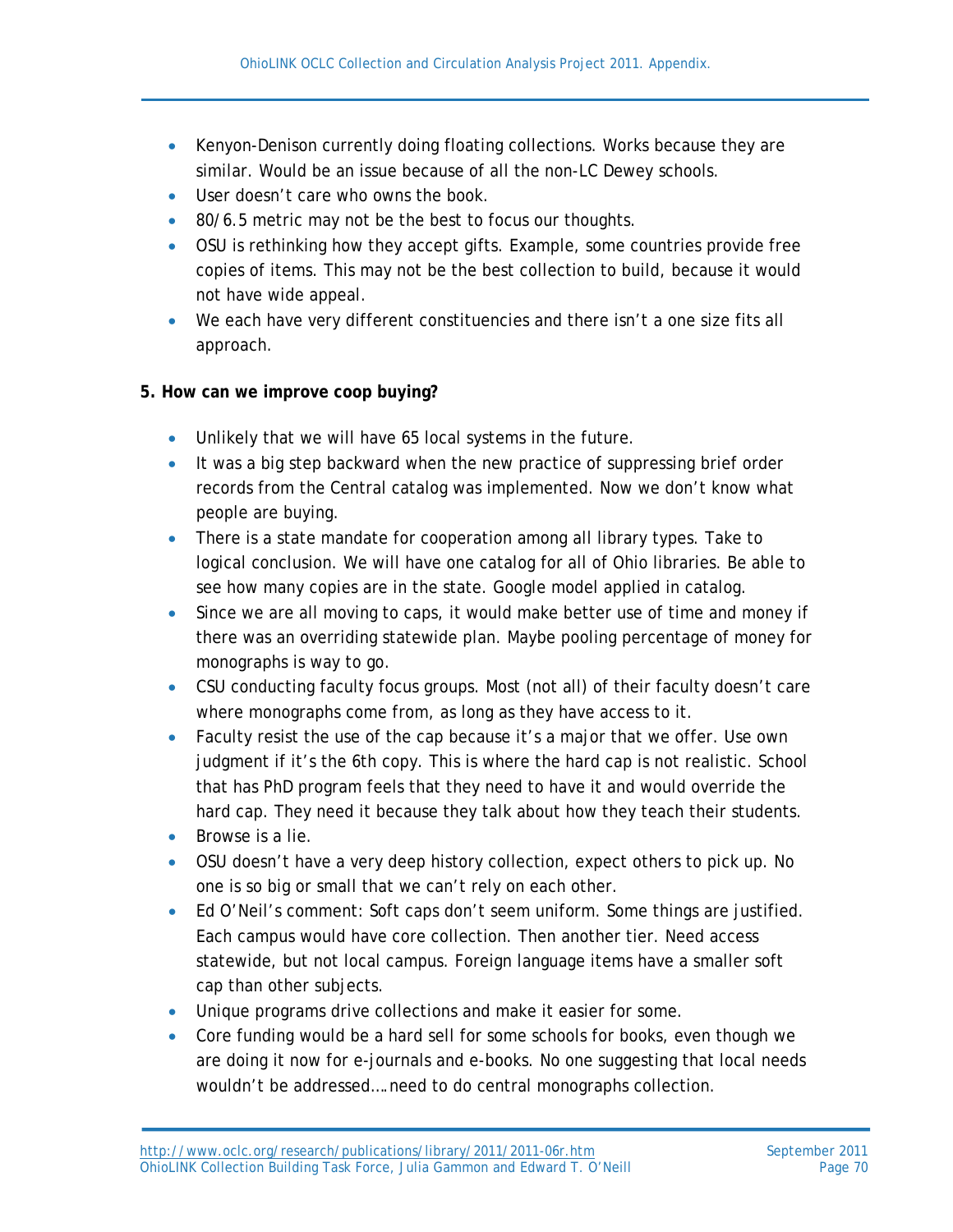- Kenyon-Denison currently doing floating collections. Works because they are similar. Would be an issue because of all the non-LC Dewey schools.
- User doesn't care who owns the book.
- 80/6.5 metric may not be the best to focus our thoughts.
- OSU is rethinking how they accept gifts. Example, some countries provide free copies of items. This may not be the best collection to build, because it would not have wide appeal.
- We each have very different constituencies and there isn't a one size fits all approach.

**5. How can we improve coop buying?**

- Unlikely that we will have 65 local systems in the future.
- It was a big step backward when the new practice of suppressing brief order records from the Central catalog was implemented. Now we don't know what people are buying.
- There is a state mandate for cooperation among all library types. Take to logical conclusion. We will have one catalog for all of Ohio libraries. Be able to see how many copies are in the state. Google model applied in catalog.
- Since we are all moving to caps, it would make better use of time and money if there was an overriding statewide plan. Maybe pooling percentage of money for monographs is way to go.
- CSU conducting faculty focus groups. Most (not all) of their faculty doesn't care where monographs come from, as long as they have access to it.
- Faculty resist the use of the cap because it's a major that we offer. Use own judgment if it's the 6th copy. This is where the hard cap is not realistic. School that has PhD program feels that they need to have it and would override the hard cap. They need it because they talk about how they teach their students.
- Browse is a lie.
- OSU doesn't have a very deep history collection, expect others to pick up. No one is so big or small that we can't rely on each other.
- Ed O'Neil's comment: Soft caps don't seem uniform. Some things are justified. Each campus would have core collection. Then another tier. Need access statewide, but not local campus. Foreign language items have a smaller soft cap than other subjects.
- Unique programs drive collections and make it easier for some.
- Core funding would be a hard sell for some schools for books, even though we are doing it now for e-journals and e-books. No one suggesting that local needs wouldn't be addressed….need to do central monographs collection.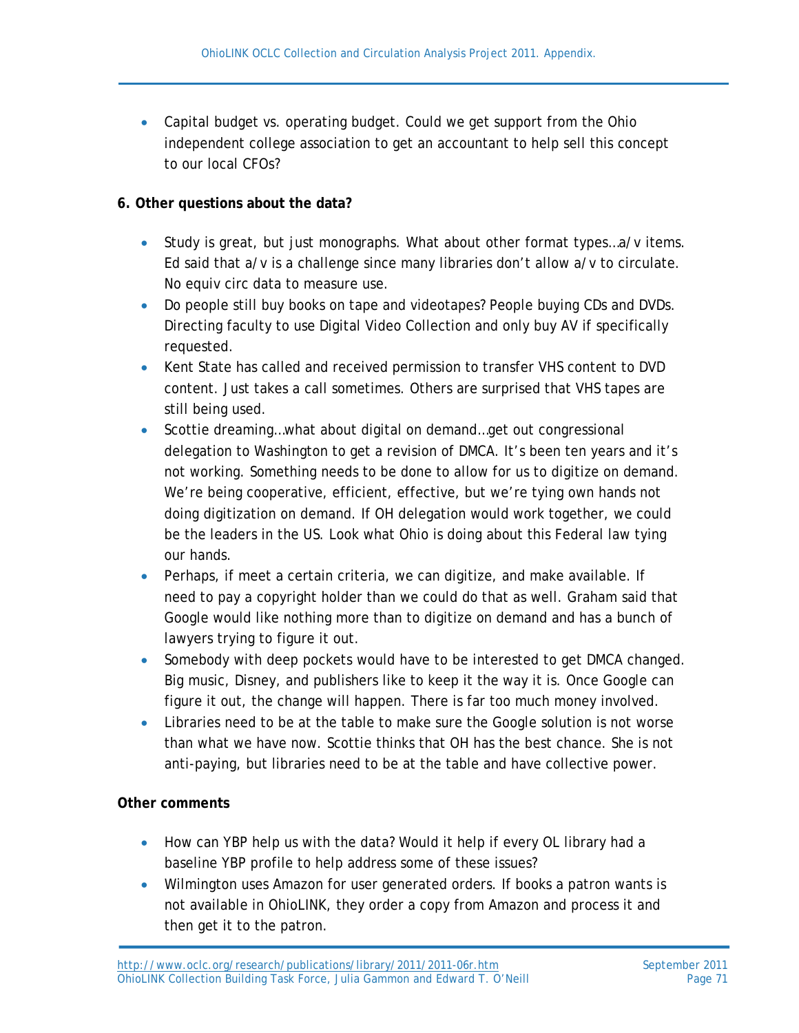- Capital budget vs. operating budget. Could we get support from the Ohio independent college association to get an accountant to help sell this concept to our local CFOs?

**6. Other questions about the data?**

- Study is great, but just monographs. What about other format types…a/v items. Ed said that a/v is a challenge since many libraries don't allow a/v to circulate. No equiv circ data to measure use.
- Do people still buy books on tape and videotapes? People buying CDs and DVDs. Directing faculty to use Digital Video Collection and only buy AV if specifically requested.
- Kent State has called and received permission to transfer VHS content to DVD content. Just takes a call sometimes. Others are surprised that VHS tapes are still being used.
- Scottie dreaming…what about digital on demand…get out congressional delegation to Washington to get a revision of DMCA. It's been ten years and it's not working. Something needs to be done to allow for us to digitize on demand. We're being cooperative, efficient, effective, but we're tying own hands not doing digitization on demand. If OH delegation would work together, we could be the leaders in the US. Look what Ohio is doing about this Federal law tying our hands.
- Perhaps, if meet a certain criteria, we can digitize, and make available. If need to pay a copyright holder than we could do that as well. Graham said that Google would like nothing more than to digitize on demand and has a bunch of lawyers trying to figure it out.
- Somebody with deep pockets would have to be interested to get DMCA changed. Big music, Disney, and publishers like to keep it the way it is. Once Google can figure it out, the change will happen. There is far too much money involved.
- Libraries need to be at the table to make sure the Google solution is not worse than what we have now. Scottie thinks that OH has the best chance. She is not anti-paying, but libraries need to be at the table and have collective power.

**Other comments**

- How can YBP help us with the data? Would it help if every OL library had a baseline YBP profile to help address some of these issues?
- Wilmington uses Amazon for user generated orders. If books a patron wants is not available in OhioLINK, they order a copy from Amazon and process it and then get it to the patron.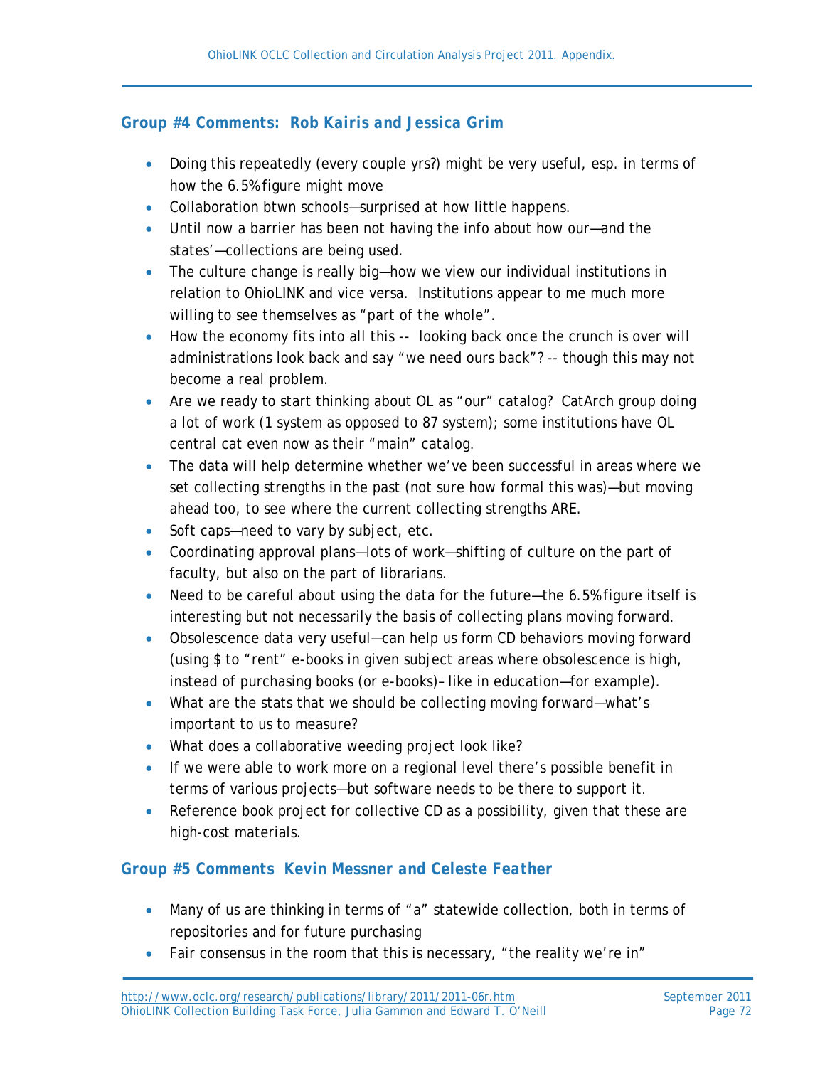### Group #4 Comments: Rob Kairis and Jessica Grim

- Doing this repeatedly (every couple yrs?) might be very useful, esp. in terms of how the 6.5% figure might move
- Collaboration btwn schools—surprised at how little happens.
- Until now a barrier has been not having the info about how our—and the states'—collections are being used.
- The culture change is really big—how we view our individual institutions in relation to OhioLINK and vice versa. Institutions appear to me much more willing to see themselves as "part of the whole".
- How the economy fits into all this -- looking back once the crunch is over will administrations look back and say "we need ours back"? -- though this may not become a real problem.
- Are we ready to start thinking about OL as "our" catalog? CatArch group doing a lot of work (1 system as opposed to 87 system); some institutions have OL central cat even now as their "main" catalog.
- The data will help determine whether we've been successful in areas where we set collecting strengths in the past (not sure how formal this was)—but moving ahead too, to see where the current collecting strengths ARE.
- Soft caps—need to vary by subject, etc.
- Coordinating approval plans—lots of work—shifting of culture on the part of faculty, but also on the part of librarians.
- Need to be careful about using the data for the future—the 6.5% figure itself is interesting but not necessarily the basis of collecting plans moving forward.
- Obsolescence data very useful—can help us form CD behaviors moving forward (using $ to "rent" e-books in given subject areas where obsolescence is high, instead of purchasing books (or e-books)– like in education—for example).
- What are the stats that we should be collecting moving forward—what's important to us to measure?
- What does a collaborative weeding project look like?
- If we were able to work more on a regional level there's possible benefit in terms of various projects—but software needs to be there to support it.
- Reference book project for collective CD as a possibility, given that these are high-cost materials.

### Group #5 Comments Kevin Messner and Celeste Feather

- Many of us are thinking in terms of "a" statewide collection, both in terms of repositories and for future purchasing
- Fair consensus in the room that this is necessary, "the reality we're in"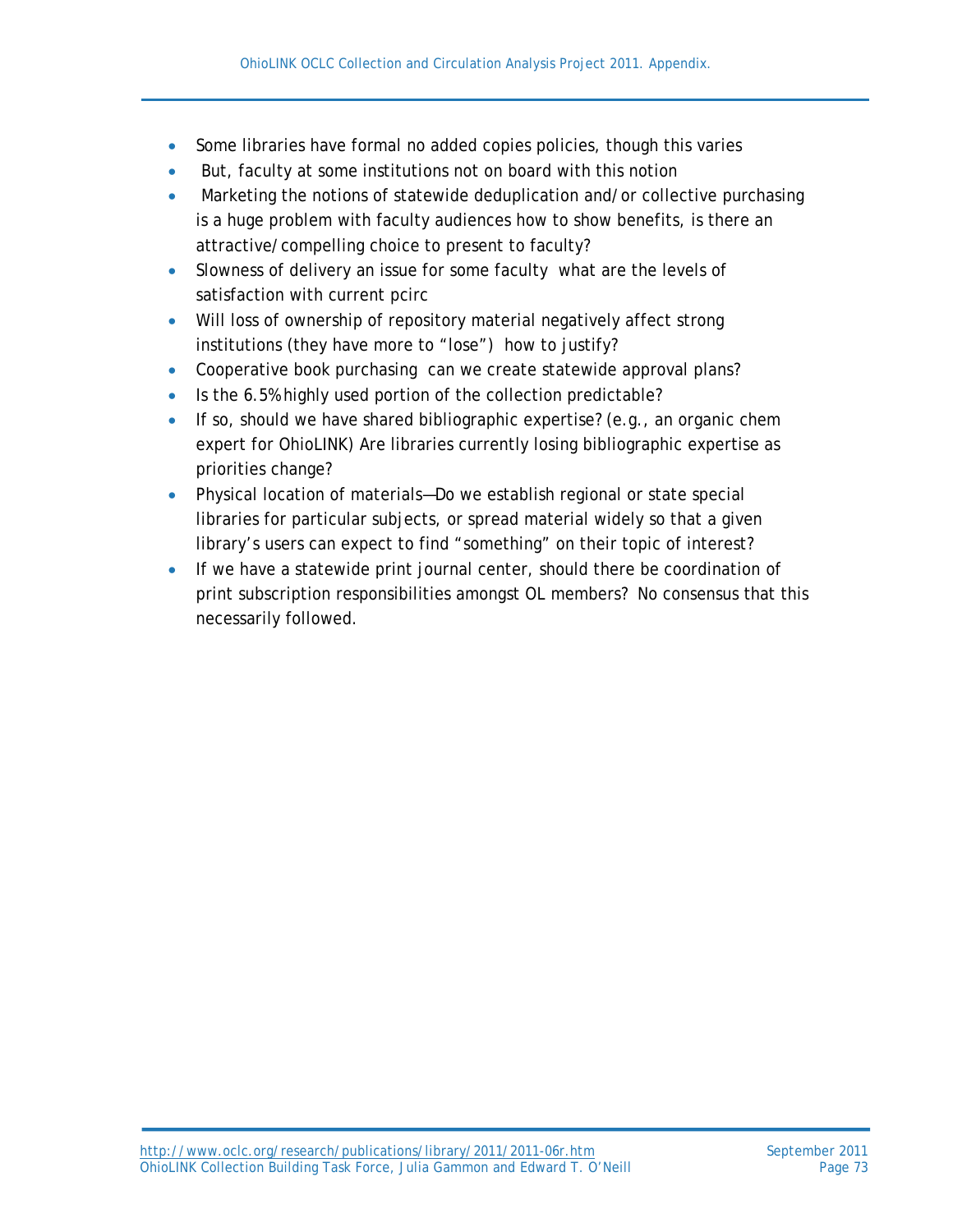- Some libraries have formal no added copies policies, though this varies
- But, faculty at some institutions not on board with this notion
- Marketing the notions of statewide deduplication and/or collective purchasing is a huge problem with faculty audiences how to show benefits, is there an attractive/compelling choice to present to faculty?
- Slowness of delivery an issue for some faculty what are the levels of satisfaction with current pcirc
- Will loss of ownership of repository material negatively affect strong institutions (they have more to "lose") how to justify?
- Cooperative book purchasing can we create statewide approval plans?
- Is the 6.5% highly used portion of the collection predictable?
- If so, should we have shared bibliographic expertise? (e.g., an organic chem expert for OhioLINK) Are libraries currently losing bibliographic expertise as priorities change?
- Physical location of materials—Do we establish regional or state special libraries for particular subjects, or spread material widely so that a given library's users can expect to find "something" on their topic of interest?
- If we have a statewide print journal center, should there be coordination of print subscription responsibilities amongst OL members? No consensus that this necessarily followed.